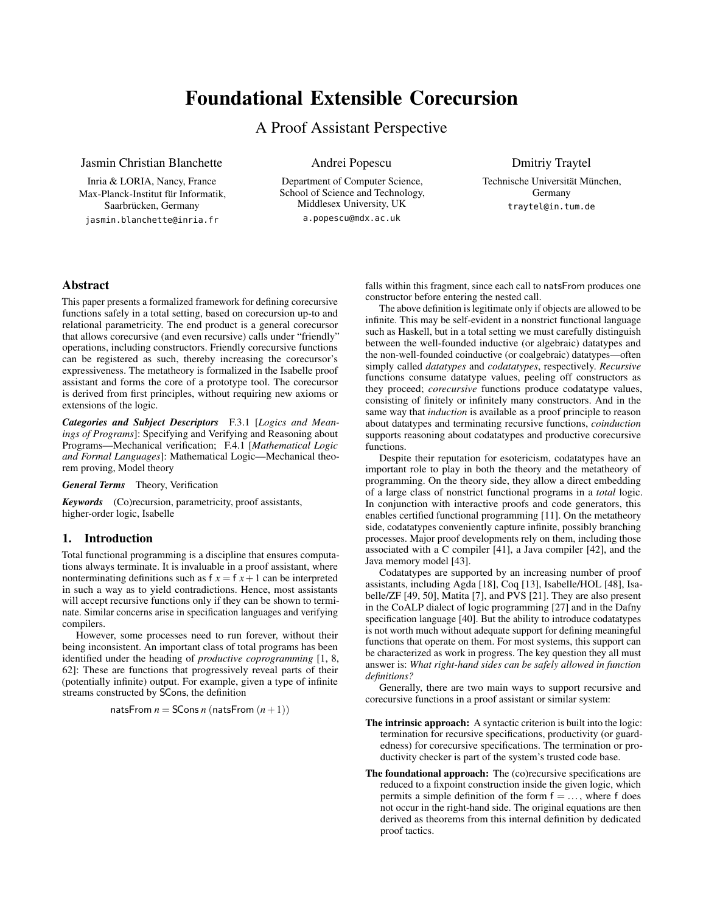# Foundational Extensible Corecursion

## A Proof Assistant Perspective

Jasmin Christian Blanchette
Inria & LORIA, Nancy, France
Max-Planck-Institut für Informatik, Saarbrücken, Germany
jasmin.blanchette@inria.fr

Andrei Popescu
Department of Computer Science, School of Science and Technology, Middlesex University, UK
a.popescu@mdx.ac.uk

Dmitriy Traytel
Technische Universität München, Germany
traytel@in.tum.de

## Abstract

This paper presents a formalized framework for defining corecursive functions safely in a total setting, based on corecursion up-to and relational parametricity. The end product is a general corecursor that allows corecursive (and even recursive) calls under "friendly" operations, including constructors. Friendly corecursive functions can be registered as such, thereby increasing the corecursor's expressiveness. The metatheory is formalized in the Isabelle proof assistant and forms the core of a prototype tool. The corecursor is derived from first principles, without requiring new axioms or extensions of the logic.

***Categories and Subject Descriptors*** F.3.1 [*Logics and Meanings of Programs*]: Specifying and Verifying and Reasoning about Programs—Mechanical verification; F.4.1 [*Mathematical Logic and Formal Languages*]: Mathematical Logic—Mechanical theorem proving, Model theory

***General Terms*** Theory, Verification

***Keywords*** (Co)recursion, parametricity, proof assistants, higher-order logic, Isabelle

## 1. Introduction

Total functional programming is a discipline that ensures computations always terminate. It is invaluable in a proof assistant, where nonterminating definitions such as $\mathsf{f}\ x = \mathsf{f}\ x + 1$ can be interpreted in such a way as to yield contradictions. Hence, most assistants will accept recursive functions only if they can be shown to terminate. Similar concerns arise in specification languages and verifying compilers.

However, some processes need to run forever, without their being inconsistent. An important class of total programs has been identified under the heading of *productive coprogramming* [1, 8, 62]: These are functions that progressively reveal parts of their (potentially infinite) output. For example, given a type of infinite streams constructed by SCons, the definition

$$\mathsf{natsFrom}\ n = \mathsf{SCons}\ n\ (\mathsf{natsFrom}\ (n+1))$$

falls within this fragment, since each call to natsFrom produces one constructor before entering the nested call.

The above definition is legitimate only if objects are allowed to be infinite. This may be self-evident in a nonstrict functional language such as Haskell, but in a total setting we must carefully distinguish between the well-founded inductive (or algebraic) datatypes and the non-well-founded coinductive (or coalgebraic) datatypes—often simply called *datatypes* and *codatatypes*, respectively. *Recursive* functions consume datatype values, peeling off constructors as they proceed; *corecursive* functions produce codatatype values, consisting of finitely or infinitely many constructors. And in the same way that *induction* is available as a proof principle to reason about datatypes and terminating recursive functions, *coinduction* supports reasoning about codatatypes and productive corecursive functions.

Despite their reputation for esotericism, codatatypes have an important role to play in both the theory and the metatheory of programming. On the theory side, they allow a direct embedding of a large class of nonstrict functional programs in a *total* logic. In conjunction with interactive proofs and code generators, this enables certified functional programming [11]. On the metatheory side, codatatypes conveniently capture infinite, possibly branching processes. Major proof developments rely on them, including those associated with a C compiler [41], a Java compiler [42], and the Java memory model [43].

Codatatypes are supported by an increasing number of proof assistants, including Agda [18], Coq [13], Isabelle/HOL [48], Isabelle/ZF [49, 50], Matita [7], and PVS [21]. They are also present in the CoALP dialect of logic programming [27] and in the Dafny specification language [40]. But the ability to introduce codatatypes is not worth much without adequate support for defining meaningful functions that operate on them. For most systems, this support can be characterized as work in progress. The key question they all must answer is: *What right-hand sides can be safely allowed in function definitions?*

Generally, there are two main ways to support recursive and corecursive functions in a proof assistant or similar system:

**The intrinsic approach:** A syntactic criterion is built into the logic: termination for recursive specifications, productivity (or guardedness) for corecursive specifications. The termination or productivity checker is part of the system's trusted code base.

**The foundational approach:** The (co)recursive specifications are reduced to a fixpoint construction inside the given logic, which permits a simple definition of the form $\mathsf{f} = \ldots$, where f does not occur in the right-hand side. The original equations are then derived as theorems from this internal definition by dedicated proof tactics.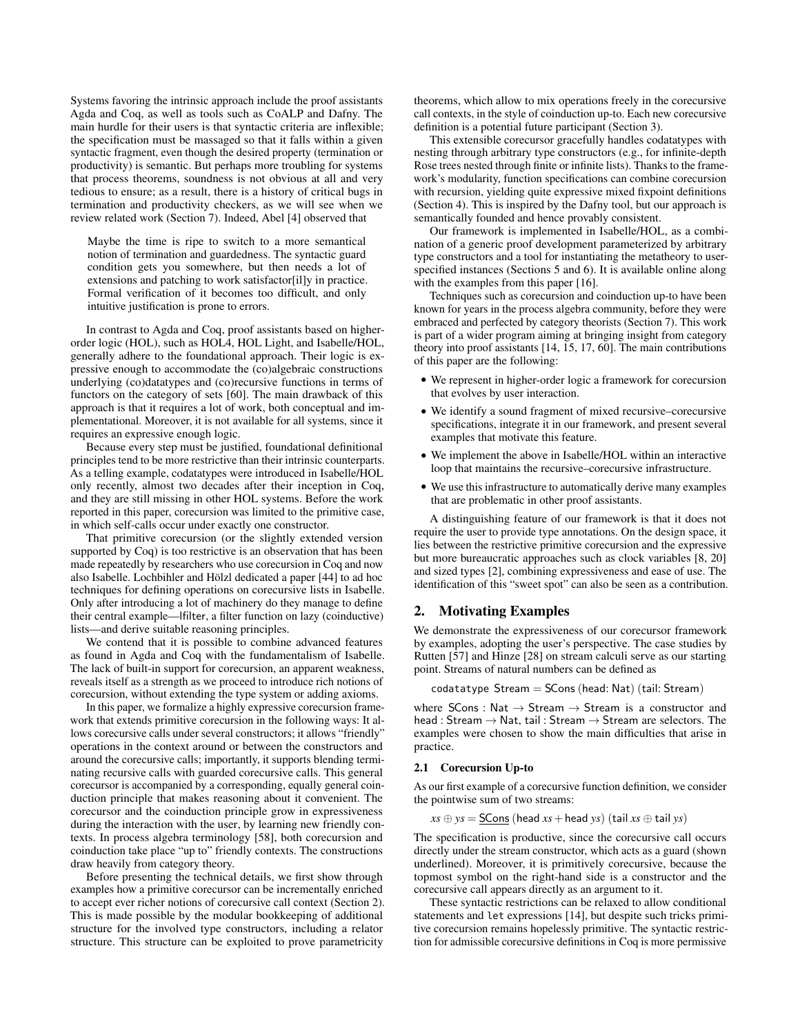Systems favoring the intrinsic approach include the proof assistants Agda and Coq, as well as tools such as CoALP and Dafny. The main hurdle for their users is that syntactic criteria are inflexible; the specification must be massaged so that it falls within a given syntactic fragment, even though the desired property (termination or productivity) is semantic. But perhaps more troubling for systems that process theorems, soundness is not obvious at all and very tedious to ensure; as a result, there is a history of critical bugs in termination and productivity checkers, as we will see when we review related work (Section 7). Indeed, Abel [4] observed that

> Maybe the time is ripe to switch to a more semantical notion of termination and guardedness. The syntactic guard condition gets you somewhere, but then needs a lot of extensions and patching to work satisfactor[il]y in practice. Formal verification of it becomes too difficult, and only intuitive justification is prone to errors.

In contrast to Agda and Coq, proof assistants based on higher-order logic (HOL), such as HOL4, HOL Light, and Isabelle/HOL, generally adhere to the foundational approach. Their logic is expressive enough to accommodate the (co)algebraic constructions underlying (co)datatypes and (co)recursive functions in terms of functors on the category of sets [60]. The main drawback of this approach is that it requires a lot of work, both conceptual and implementational. Moreover, it is not available for all systems, since it requires an expressive enough logic.

Because every step must be justified, foundational definitional principles tend to be more restrictive than their intrinsic counterparts. As a telling example, codatatypes were introduced in Isabelle/HOL only recently, almost two decades after their inception in Coq, and they are still missing in other HOL systems. Before the work reported in this paper, corecursion was limited to the primitive case, in which self-calls occur under exactly one constructor.

That primitive corecursion (or the slightly extended version supported by Coq) is too restrictive is an observation that has been made repeatedly by researchers who use corecursion in Coq and now also Isabelle. Lochbihler and Hölzl dedicated a paper [44] to ad hoc techniques for defining operations on corecursive lists in Isabelle. Only after introducing a lot of machinery do they manage to define their central example—lfilter, a filter function on lazy (coinductive) lists—and derive suitable reasoning principles.

We contend that it is possible to combine advanced features as found in Agda and Coq with the fundamentalism of Isabelle. The lack of built-in support for corecursion, an apparent weakness, reveals itself as a strength as we proceed to introduce rich notions of corecursion, without extending the type system or adding axioms.

In this paper, we formalize a highly expressive corecursion framework that extends primitive corecursion in the following ways: It allows corecursive calls under several constructors; it allows "friendly" operations in the context around or between the constructors and around the corecursive calls; importantly, it supports blending terminating recursive calls with guarded corecursive calls. This general corecursor is accompanied by a corresponding, equally general coinduction principle that makes reasoning about it convenient. The corecursor and the coinduction principle grow in expressiveness during the interaction with the user, by learning new friendly contexts. In process algebra terminology [58], both corecursion and coinduction take place "up to" friendly contexts. The constructions draw heavily from category theory.

Before presenting the technical details, we first show through examples how a primitive corecursor can be incrementally enriched to accept ever richer notions of corecursive call context (Section 2). This is made possible by the modular bookkeeping of additional structure for the involved type constructors, including a relator structure. This structure can be exploited to prove parametricity theorems, which allow to mix operations freely in the corecursive call contexts, in the style of coinduction up-to. Each new corecursive definition is a potential future participant (Section 3).

This extensible corecursor gracefully handles codatatypes with nesting through arbitrary type constructors (e.g., for infinite-depth Rose trees nested through finite or infinite lists). Thanks to the framework's modularity, function specifications can combine corecursion with recursion, yielding quite expressive mixed fixpoint definitions (Section 4). This is inspired by the Dafny tool, but our approach is semantically founded and hence provably consistent.

Our framework is implemented in Isabelle/HOL, as a combination of a generic proof development parameterized by arbitrary type constructors and a tool for instantiating the metatheory to user-specified instances (Sections 5 and 6). It is available online along with the examples from this paper [16].

Techniques such as corecursion and coinduction up-to have been known for years in the process algebra community, before they were embraced and perfected by category theorists (Section 7). This work is part of a wider program aiming at bringing insight from category theory into proof assistants [14, 15, 17, 60]. The main contributions of this paper are the following:

- We represent in higher-order logic a framework for corecursion that evolves by user interaction.
- We identify a sound fragment of mixed recursive–corecursive specifications, integrate it in our framework, and present several examples that motivate this feature.
- We implement the above in Isabelle/HOL within an interactive loop that maintains the recursive–corecursive infrastructure.
- We use this infrastructure to automatically derive many examples that are problematic in other proof assistants.

A distinguishing feature of our framework is that it does not require the user to provide type annotations. On the design space, it lies between the restrictive primitive corecursion and the expressive but more bureaucratic approaches such as clock variables [8, 20] and sized types [2], combining expressiveness and ease of use. The identification of this "sweet spot" can also be seen as a contribution.

## 2. Motivating Examples

We demonstrate the expressiveness of our corecursor framework by examples, adopting the user's perspective. The case studies by Rutten [57] and Hinze [28] on stream calculi serve as our starting point. Streams of natural numbers can be defined as

```
codatatype Stream = SCons (head: Nat) (tail: Stream)
```

where SCons : Nat $\to$ Stream $\to$ Stream is a constructor and head : Stream $\to$ Nat, tail : Stream $\to$ Stream are selectors. The examples were chosen to show the main difficulties that arise in practice.

### 2.1 Corecursion Up-to

As our first example of a corecursive function definition, we consider the pointwise sum of two streams:

$$xs \oplus ys = \underline{\mathsf{SCons}}\ (\mathsf{head}\ xs + \mathsf{head}\ ys)\ (\mathsf{tail}\ xs \oplus \mathsf{tail}\ ys)$$

The specification is productive, since the corecursive call occurs directly under the stream constructor, which acts as a guard (shown underlined). Moreover, it is primitively corecursive, because the topmost symbol on the right-hand side is a constructor and the corecursive call appears directly as an argument to it.

These syntactic restrictions can be relaxed to allow conditional statements and let expressions [14], but despite such tricks primitive corecursion remains hopelessly primitive. The syntactic restriction for admissible corecursive definitions in Coq is more permissive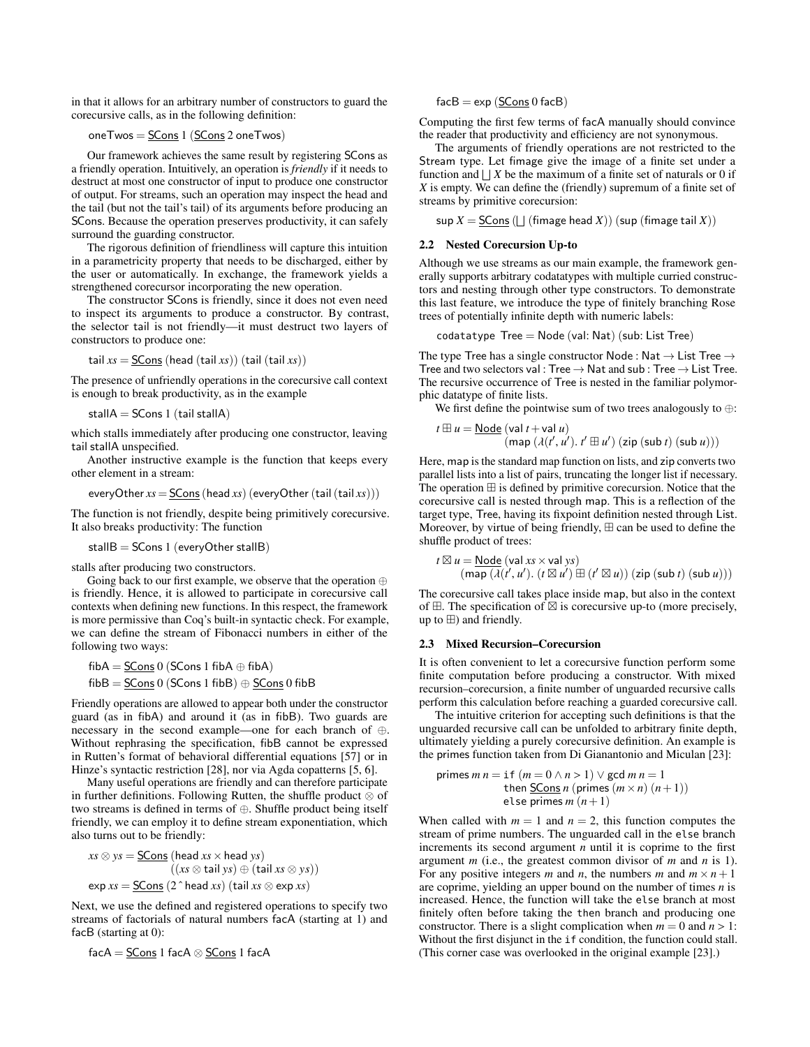in that it allows for an arbitrary number of constructors to guard the corecursive calls, as in the following definition:

$$\mathsf{oneTwos} = \underline{\mathsf{SCons}}\ 1\ (\underline{\mathsf{SCons}}\ 2\ \mathsf{oneTwos})$$

Our framework achieves the same result by registering SCons as a friendly operation. Intuitively, an operation is *friendly* if it needs to destruct at most one constructor of input to produce one constructor of output. For streams, such an operation may inspect the head and the tail (but not the tail's tail) of its arguments before producing an SCons. Because the operation preserves productivity, it can safely surround the guarding constructor.

The rigorous definition of friendliness will capture this intuition in a parametricity property that needs to be discharged, either by the user or automatically. In exchange, the framework yields a strengthened corecursor incorporating the new operation.

The constructor SCons is friendly, since it does not even need to inspect its arguments to produce a constructor. By contrast, the selector tail is not friendly—it must destruct two layers of constructors to produce one:

$$\mathsf{tail}\ xs = \underline{\mathsf{SCons}}\ (\mathsf{head}\ (\mathsf{tail}\ xs))\ (\mathsf{tail}\ (\mathsf{tail}\ xs))$$

The presence of unfriendly operations in the corecursive call context is enough to break productivity, as in the example

$$\mathsf{stallA} = \mathsf{SCons}\ 1\ (\mathsf{tail}\ \mathsf{stallA})$$

which stalls immediately after producing one constructor, leaving tail stallA unspecified.

Another instructive example is the function that keeps every other element in a stream:

$$\mathsf{everyOther}\ xs = \underline{\mathsf{SCons}}\ (\mathsf{head}\ xs)\ (\mathsf{everyOther}\ (\mathsf{tail}\ (\mathsf{tail}\ xs)))$$

The function is not friendly, despite being primitively corecursive. It also breaks productivity: The function

$$\mathsf{stallB} = \mathsf{SCons}\ 1\ (\mathsf{everyOther}\ \mathsf{stallB})$$

stalls after producing two constructors.

Going back to our first example, we observe that the operation $\oplus$ is friendly. Hence, it is allowed to participate in corecursive call contexts when defining new functions. In this respect, the framework is more permissive than Coq's built-in syntactic check. For example, we can define the stream of Fibonacci numbers in either of the following two ways:

$$\mathsf{fibA} = \underline{\mathsf{SCons}}\ 0\ (\mathsf{SCons}\ 1\ \mathsf{fibA} \oplus \mathsf{fibA})$$
$$\mathsf{fibB} = \underline{\mathsf{SCons}}\ 0\ (\mathsf{SCons}\ 1\ \mathsf{fibB}) \oplus \underline{\mathsf{SCons}}\ 0\ \mathsf{fibB}$$

Friendly operations are allowed to appear both under the constructor guard (as in fibA) and around it (as in fibB). Two guards are necessary in the second example—one for each branch of $\oplus$. Without rephrasing the specification, fibB cannot be expressed in Rutten's format of behavioral differential equations [57] or in Hinze's syntactic restriction [28], nor via Agda copatterns [5, 6].

Many useful operations are friendly and can therefore participate in further definitions. Following Rutten, the shuffle product $\otimes$ of two streams is defined in terms of $\oplus$. Shuffle product being itself friendly, we can employ it to define stream exponentiation, which also turns out to be friendly:

$$xs \otimes ys = \underline{\mathsf{SCons}}\ (\mathsf{head}\ xs \times \mathsf{head}\ ys)\ ((xs \otimes \mathsf{tail}\ ys) \oplus (\mathsf{tail}\ xs \otimes ys))$$
$$\mathsf{exp}\ xs = \underline{\mathsf{SCons}}\ (2\,\hat{}\,\mathsf{head}\ xs)\ (\mathsf{tail}\ xs \otimes \mathsf{exp}\ xs)$$

Next, we use the defined and registered operations to specify two streams of factorials of natural numbers facA (starting at 1) and facB (starting at 0):

$$\mathsf{facA} = \underline{\mathsf{SCons}}\ 1\ \mathsf{facA} \otimes \underline{\mathsf{SCons}}\ 1\ \mathsf{facA}$$
$$\mathsf{facB} = \mathsf{exp}\ (\underline{\mathsf{SCons}}\ 0\ \mathsf{facB})$$

Computing the first few terms of facA manually should convince the reader that productivity and efficiency are not synonymous.

The arguments of friendly operations are not restricted to the Stream type. Let fimage give the image of a finite set under a function and $\bigsqcup X$ be the maximum of a finite set of naturals or 0 if $X$ is empty. We can define the (friendly) supremum of a finite set of streams by primitive corecursion:

$$\mathsf{sup}\ X = \underline{\mathsf{SCons}}\ (\bigsqcup\ (\mathsf{fimage}\ \mathsf{head}\ X))\ (\mathsf{sup}\ (\mathsf{fimage}\ \mathsf{tail}\ X))$$

### 2.2 Nested Corecursion Up-to

Although we use streams as our main example, the framework generally supports arbitrary codatatypes with multiple curried constructors and nesting through other type constructors. To demonstrate this last feature, we introduce the type of finitely branching Rose trees of potentially infinite depth with numeric labels:

$$\mathsf{codatatype}\ \mathsf{Tree} = \mathsf{Node}\ (\mathsf{val}\colon \mathsf{Nat})\ (\mathsf{sub}\colon \mathsf{List}\ \mathsf{Tree})$$

The type Tree has a single constructor $\mathsf{Node} : \mathsf{Nat} \to \mathsf{List}\ \mathsf{Tree} \to \mathsf{Tree}$ and two selectors $\mathsf{val} : \mathsf{Tree} \to \mathsf{Nat}$ and $\mathsf{sub} : \mathsf{Tree} \to \mathsf{List}\ \mathsf{Tree}$. The recursive occurrence of Tree is nested in the familiar polymorphic datatype of finite lists.

We first define the pointwise sum of two trees analogously to $\oplus$:

$$t \boxplus u = \underline{\mathsf{Node}}\ (\mathsf{val}\ t + \mathsf{val}\ u)\ (\mathsf{map}\ (\lambda(t', u').\ t' \boxplus u')\ (\mathsf{zip}\ (\mathsf{sub}\ t)\ (\mathsf{sub}\ u)))$$

Here, map is the standard map function on lists, and zip converts two parallel lists into a list of pairs, truncating the longer list if necessary. The operation $\boxplus$ is defined by primitive corecursion. Notice that the corecursive call is nested through map. This is a reflection of the target type, Tree, having its fixpoint definition nested through List. Moreover, by virtue of being friendly, $\boxplus$ can be used to define the shuffle product of trees:

$$t \boxtimes u = \underline{\mathsf{Node}}\ (\mathsf{val}\ xs \times \mathsf{val}\ ys)\ (\mathsf{map}\ (\lambda(t', u').\ (t \boxtimes u') \boxplus (t' \boxtimes u))\ (\mathsf{zip}\ (\mathsf{sub}\ t)\ (\mathsf{sub}\ u)))$$

The corecursive call takes place inside map, but also in the context of $\boxplus$. The specification of $\boxtimes$ is corecursive up-to (more precisely, up to $\boxplus$) and friendly.

### 2.3 Mixed Recursion–Corecursion

It is often convenient to let a corecursive function perform some finite computation before producing a constructor. With mixed recursion–corecursion, a finite number of unguarded recursive calls perform this calculation before reaching a guarded corecursive call.

The intuitive criterion for accepting such definitions is that the unguarded recursive call can be unfolded to arbitrary finite depth, ultimately yielding a purely corecursive definition. An example is the primes function taken from Di Gianantonio and Miculan [23]:

```
primes m n = if (m = 0 ∧ n > 1) ∨ gcd m n = 1
             then SCons n (primes (m × n) (n + 1))
             else primes m (n + 1)
```

When called with $m = 1$ and $n = 2$, this function computes the stream of prime numbers. The unguarded call in the `else` branch increments its second argument $n$ until it is coprime to the first argument $m$ (i.e., the greatest common divisor of $m$ and $n$ is 1). For any positive integers $m$ and $n$, the numbers $m$ and $m \times n + 1$ are coprime, yielding an upper bound on the number of times $n$ is increased. Hence, the function will take the `else` branch at most finitely often before taking the `then` branch and producing one constructor. There is a slight complication when $m = 0$ and $n > 1$: Without the first disjunct in the `if` condition, the function could stall. (This corner case was overlooked in the original example [23].)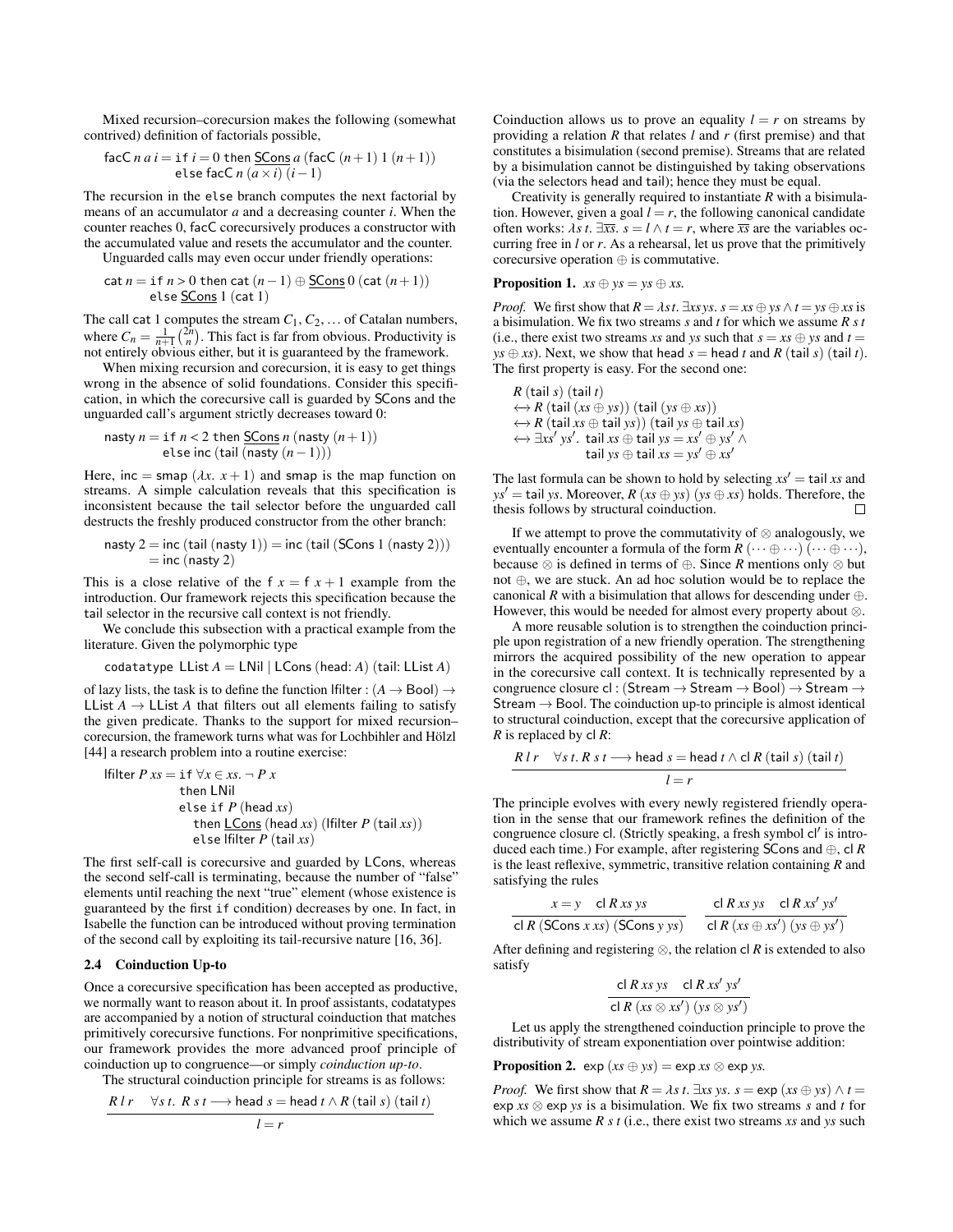Mixed recursion–corecursion makes the following (somewhat contrived) definition of factorials possible,

$$\mathsf{facC}\ n\ a\ i = \texttt{if}\ i = 0\ \texttt{then}\ \underline{\mathsf{SCons}}\ a\ (\mathsf{facC}\ (n+1)\ 1\ (n+1))$$
$$\texttt{else}\ \mathsf{facC}\ n\ (a \times i)\ (i-1)$$

The recursion in the `else` branch computes the next factorial by means of an accumulator $a$ and a decreasing counter $i$. When the counter reaches 0, facC corecursively produces a constructor with the accumulated value and resets the accumulator and the counter.

Unguarded calls may even occur under friendly operations:

$$\mathsf{cat}\ n = \texttt{if}\ n > 0\ \texttt{then}\ \mathsf{cat}\ (n-1) \oplus \underline{\mathsf{SCons}}\ 0\ (\mathsf{cat}\ (n+1))$$
$$\texttt{else}\ \underline{\mathsf{SCons}}\ 1\ (\mathsf{cat}\ 1)$$

The call cat 1 computes the stream $C_1, C_2, \ldots$ of Catalan numbers, where $C_n = \frac{1}{n+1}\binom{2n}{n}$. This fact is far from obvious. Productivity is not entirely obvious either, but it is guaranteed by the framework.

When mixing recursion and corecursion, it is easy to get things wrong in the absence of solid foundations. Consider this specification, in which the corecursive call is guarded by SCons and the unguarded call's argument strictly decreases toward 0:

$$\mathsf{nasty}\ n = \texttt{if}\ n < 2\ \texttt{then}\ \underline{\mathsf{SCons}}\ n\ (\mathsf{nasty}\ (n+1))$$
$$\texttt{else}\ \mathsf{inc}\ (\mathsf{tail}\ (\mathsf{nasty}\ (n-1)))$$

Here, $\mathsf{inc} = \mathsf{smap}\ (\lambda x.\ x+1)$ and smap is the map function on streams. A simple calculation reveals that this specification is inconsistent because the tail selector before the unguarded call destructs the freshly produced constructor from the other branch:

$$\mathsf{nasty}\ 2 = \mathsf{inc}\ (\mathsf{tail}\ (\mathsf{nasty}\ 1)) = \mathsf{inc}\ (\mathsf{tail}\ (\mathsf{SCons}\ 1\ (\mathsf{nasty}\ 2)))$$
$$= \mathsf{inc}\ (\mathsf{nasty}\ 2)$$

This is a close relative of the $\mathsf{f}\ x = \mathsf{f}\ x + 1$ example from the introduction. Our framework rejects this specification because the tail selector in the recursive call context is not friendly.

We conclude this subsection with a practical example from the literature. Given the polymorphic type

$$\texttt{codatatype}\ \mathsf{LList}\ A = \mathsf{LNil} \mid \mathsf{LCons}\ (\mathsf{head}\colon A)\ (\mathsf{tail}\colon \mathsf{LList}\ A)$$

of lazy lists, the task is to define the function $\mathsf{lfilter} : (A \to \mathsf{Bool}) \to \mathsf{LList}\ A \to \mathsf{LList}\ A$ that filters out all elements failing to satisfy the given predicate. Thanks to the support for mixed recursion–corecursion, the framework turns what was for Lochbihler and Hölzl [44] a research problem into a routine exercise:

$$\mathsf{lfilter}\ P\ xs = \texttt{if}\ \forall x \in xs.\ \neg\ P\ x$$
$$\texttt{then}\ \mathsf{LNil}$$
$$\texttt{else if}\ P\ (\mathsf{head}\ xs)$$
$$\texttt{then}\ \underline{\mathsf{LCons}}\ (\mathsf{head}\ xs)\ (\mathsf{lfilter}\ P\ (\mathsf{tail}\ xs))$$
$$\texttt{else}\ \mathsf{lfilter}\ P\ (\mathsf{tail}\ xs)$$

The first self-call is corecursive and guarded by LCons, whereas the second self-call is terminating, because the number of "false" elements until reaching the next "true" element (whose existence is guaranteed by the first `if` condition) decreases by one. In fact, in Isabelle the function can be introduced without proving termination of the second call by exploiting its tail-recursive nature [16, 36].

### 2.4 Coinduction Up-to

Once a corecursive specification has been accepted as productive, we normally want to reason about it. In proof assistants, codatatypes are accompanied by a notion of structural coinduction that matches primitively corecursive functions. For nonprimitive specifications, our framework provides the more advanced proof principle of coinduction up to congruence—or simply *coinduction up-to*.

The structural coinduction principle for streams is as follows:

$$\frac{R\ l\ r \qquad \forall s\ t.\ R\ s\ t \longrightarrow \mathsf{head}\ s = \mathsf{head}\ t \land R\ (\mathsf{tail}\ s)\ (\mathsf{tail}\ t)}{l = r}$$

Coinduction allows us to prove an equality $l = r$ on streams by providing a relation $R$ that relates $l$ and $r$ (first premise) and that constitutes a bisimulation (second premise). Streams that are related by a bisimulation cannot be distinguished by taking observations (via the selectors head and tail); hence they must be equal.

Creativity is generally required to instantiate $R$ with a bisimulation. However, given a goal $l = r$, the following canonical candidate often works: $\lambda s\ t.\ \exists \overline{xs}.\ s = l \land t = r$, where $\overline{xs}$ are the variables occurring free in $l$ or $r$. As a rehearsal, let us prove that the primitively corecursive operation $\oplus$ is commutative.

**Proposition 1.** $xs \oplus ys = ys \oplus xs$.

*Proof.* We first show that $R = \lambda s\ t.\ \exists xs\ ys.\ s = xs \oplus ys \land t = ys \oplus xs$ is a bisimulation. We fix two streams $s$ and $t$ for which we assume $R\ s\ t$ (i.e., there exist two streams $xs$ and $ys$ such that $s = xs \oplus ys$ and $t = ys \oplus xs$). Next, we show that $\mathsf{head}\ s = \mathsf{head}\ t$ and $R\ (\mathsf{tail}\ s)\ (\mathsf{tail}\ t)$. The first property is easy. For the second one:

$$R\ (\mathsf{tail}\ s)\ (\mathsf{tail}\ t)$$
$$\longleftrightarrow R\ (\mathsf{tail}\ (xs \oplus ys))\ (\mathsf{tail}\ (ys \oplus xs))$$
$$\longleftrightarrow R\ (\mathsf{tail}\ xs \oplus \mathsf{tail}\ ys)\ (\mathsf{tail}\ ys \oplus \mathsf{tail}\ xs)$$
$$\longleftrightarrow \exists xs'\ ys'.\ \mathsf{tail}\ xs \oplus \mathsf{tail}\ ys = xs' \oplus ys' \land \mathsf{tail}\ ys \oplus \mathsf{tail}\ xs = ys' \oplus xs'$$

The last formula can be shown to hold by selecting $xs' = \mathsf{tail}\ xs$ and $ys' = \mathsf{tail}\ ys$. Moreover, $R\ (xs \oplus ys)\ (ys \oplus xs)$ holds. Therefore, the thesis follows by structural coinduction. ∎

If we attempt to prove the commutativity of $\otimes$ analogously, we eventually encounter a formula of the form $R\ (\cdots \oplus \cdots)\ (\cdots \oplus \cdots)$, because $\otimes$ is defined in terms of $\oplus$. Since $R$ mentions only $\otimes$ but not $\oplus$, we are stuck. An ad hoc solution would be to replace the canonical $R$ with a bisimulation that allows for descending under $\oplus$. However, this would be needed for almost every property about $\otimes$.

A more reusable solution is to strengthen the coinduction principle upon registration of a new friendly operation. The strengthening mirrors the acquired possibility of the new operation to appear in the corecursive call context. It is technically represented by a congruence closure $\mathsf{cl} : (\mathsf{Stream} \to \mathsf{Stream} \to \mathsf{Bool}) \to \mathsf{Stream} \to \mathsf{Stream} \to \mathsf{Bool}$. The coinduction up-to principle is almost identical to structural coinduction, except that the corecursive application of $R$ is replaced by $\mathsf{cl}\ R$:

$$\frac{R\ l\ r \qquad \forall s\ t.\ R\ s\ t \longrightarrow \mathsf{head}\ s = \mathsf{head}\ t \land \mathsf{cl}\ R\ (\mathsf{tail}\ s)\ (\mathsf{tail}\ t)}{l = r}$$

The principle evolves with every newly registered friendly operation in the sense that our framework refines the definition of the congruence closure cl. (Strictly speaking, a fresh symbol $\mathsf{cl}'$ is introduced each time.) For example, after registering SCons and $\oplus$, $\mathsf{cl}\ R$ is the least reflexive, symmetric, transitive relation containing $R$ and satisfying the rules

$$\frac{x = y \qquad \mathsf{cl}\ R\ xs\ ys}{\mathsf{cl}\ R\ (\mathsf{SCons}\ x\ xs)\ (\mathsf{SCons}\ y\ ys)} \qquad \frac{\mathsf{cl}\ R\ xs\ ys \qquad \mathsf{cl}\ R\ xs'\ ys'}{\mathsf{cl}\ R\ (xs \oplus xs')\ (ys \oplus ys')}$$

After defining and registering $\otimes$, the relation $\mathsf{cl}\ R$ is extended to also satisfy

$$\frac{\mathsf{cl}\ R\ xs\ ys \qquad \mathsf{cl}\ R\ xs'\ ys'}{\mathsf{cl}\ R\ (xs \otimes xs')\ (ys \otimes ys')}$$

Let us apply the strengthened coinduction principle to prove the distributivity of stream exponentiation over pointwise addition:

**Proposition 2.** $\mathsf{exp}\ (xs \oplus ys) = \mathsf{exp}\ xs \otimes \mathsf{exp}\ ys$.

*Proof.* We first show that $R = \lambda s\ t.\ \exists xs\ ys.\ s = \mathsf{exp}\ (xs \oplus ys) \land t = \mathsf{exp}\ xs \otimes \mathsf{exp}\ ys$ is a bisimulation. We fix two streams $s$ and $t$ for which we assume $R\ s\ t$ (i.e., there exist two streams $xs$ and $ys$ such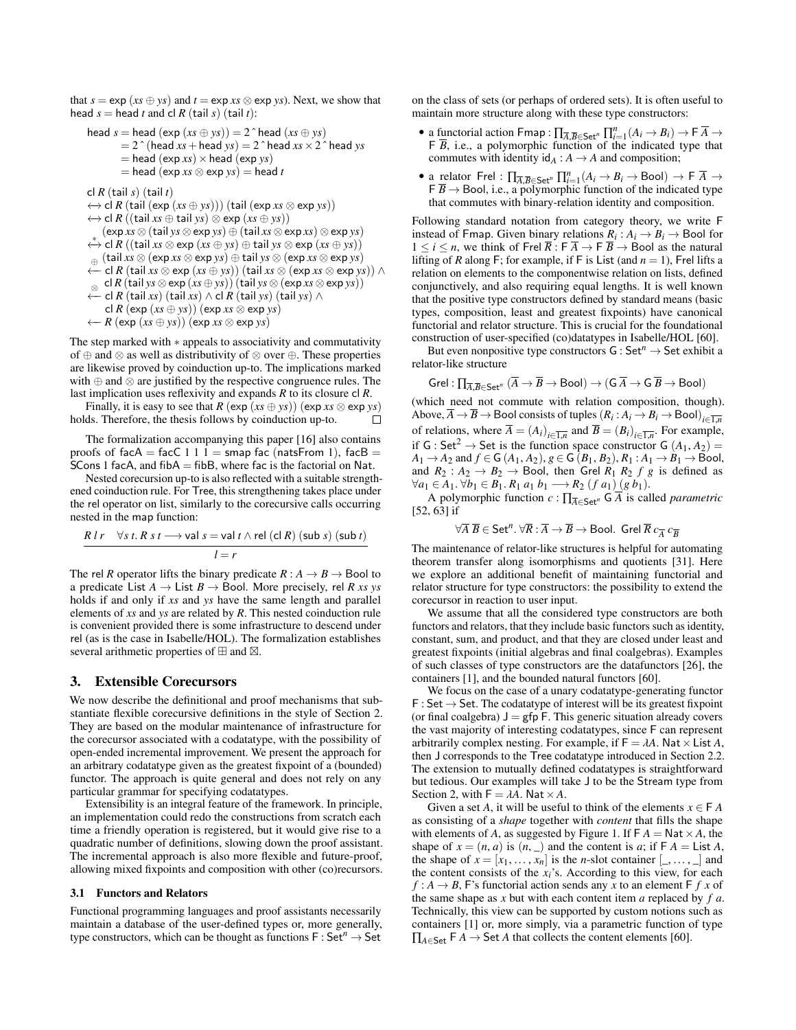that $s = \mathsf{exp}\ (xs \oplus ys)$ and $t = \mathsf{exp}\ xs \otimes \mathsf{exp}\ ys$). Next, we show that $\mathsf{head}\ s = \mathsf{head}\ t$ and $\mathsf{cl}\ R\ (\mathsf{tail}\ s)\ (\mathsf{tail}\ t)$:

$$
\begin{aligned}
\mathsf{head}\ s &= \mathsf{head}\ (\mathsf{exp}\ (xs \oplus ys)) = 2\,\hat{}\ \mathsf{head}\ (xs \oplus ys) \\
&= 2\,\hat{}\ (\mathsf{head}\ xs + \mathsf{head}\ ys) = 2\,\hat{}\ \mathsf{head}\ xs \times 2\,\hat{}\ \mathsf{head}\ ys \\
&= \mathsf{head}\ (\mathsf{exp}\ xs) \times \mathsf{head}\ (\mathsf{exp}\ ys) \\
&= \mathsf{head}\ (\mathsf{exp}\ xs \otimes \mathsf{exp}\ ys) = \mathsf{head}\ t
\end{aligned}
$$

$$
\begin{aligned}
&\mathsf{cl}\ R\ (\mathsf{tail}\ s)\ (\mathsf{tail}\ t) \\
&\longleftrightarrow \mathsf{cl}\ R\ (\mathsf{tail}\ (\mathsf{exp}\ (xs \oplus ys)))\ (\mathsf{tail}\ (\mathsf{exp}\ xs \otimes \mathsf{exp}\ ys)) \\
&\longleftrightarrow \mathsf{cl}\ R\ ((\mathsf{tail}\ xs \oplus \mathsf{tail}\ ys) \otimes \mathsf{exp}\ (xs \oplus ys)) \\
&\quad\ (\mathsf{exp}\ xs \otimes (\mathsf{tail}\ ys \otimes \mathsf{exp}\ ys) \oplus (\mathsf{tail}\ xs \otimes \mathsf{exp}\ xs) \otimes \mathsf{exp}\ ys) \\
&\overset{*}{\longleftrightarrow} \mathsf{cl}\ R\ ((\mathsf{tail}\ xs \otimes \mathsf{exp}\ (xs \oplus ys) \oplus \mathsf{tail}\ ys \otimes \mathsf{exp}\ (xs \oplus ys)) \\
&\quad\ (\mathsf{tail}\ xs \otimes (\mathsf{exp}\ xs \otimes \mathsf{exp}\ ys) \oplus \mathsf{tail}\ ys \otimes (\mathsf{exp}\ xs \otimes \mathsf{exp}\ ys) \\
&\underset{\oplus}{\longleftarrow} \mathsf{cl}\ R\ (\mathsf{tail}\ xs \otimes \mathsf{exp}\ (xs \oplus ys))\ (\mathsf{tail}\ xs \otimes (\mathsf{exp}\ xs \otimes \mathsf{exp}\ ys)) \land \\
&\quad\ \mathsf{cl}\ R\ (\mathsf{tail}\ ys \otimes \mathsf{exp}\ (xs \oplus ys))\ (\mathsf{tail}\ ys \otimes (\mathsf{exp}\ xs \otimes \mathsf{exp}\ ys)) \\
&\underset{\otimes}{\longleftarrow} \mathsf{cl}\ R\ (\mathsf{tail}\ xs)\ (\mathsf{tail}\ xs) \land \mathsf{cl}\ R\ (\mathsf{tail}\ ys)\ (\mathsf{tail}\ ys) \land \\
&\quad\ \mathsf{cl}\ R\ (\mathsf{exp}\ (xs \oplus ys))\ (\mathsf{exp}\ xs \otimes \mathsf{exp}\ ys) \\
&\longleftarrow R\ (\mathsf{exp}\ (xs \oplus ys))\ (\mathsf{exp}\ xs \otimes \mathsf{exp}\ ys)
\end{aligned}
$$

The step marked with $*$ appeals to associativity and commutativity of $\oplus$ and $\otimes$ as well as distributivity of $\otimes$ over $\oplus$. These properties are likewise proved by coinduction up-to. The implications marked with $\oplus$ and $\otimes$ are justified by the respective congruence rules. The last implication uses reflexivity and expands $R$ to its closure $\mathsf{cl}\ R$.

Finally, it is easy to see that $R\ (\mathsf{exp}\ (xs \oplus ys))\ (\mathsf{exp}\ xs \otimes \mathsf{exp}\ ys)$ holds. Therefore, the thesis follows by coinduction up-to. $\square$

The formalization accompanying this paper [16] also contains proofs of $\mathsf{facA} = \mathsf{facC}\ 1\ 1\ 1 = \mathsf{smap}\ \mathsf{fac}\ (\mathsf{natsFrom}\ 1)$, $\mathsf{facB} = \mathsf{SCons}\ 1\ \mathsf{facA}$, and $\mathsf{fibA} = \mathsf{fibB}$, where $\mathsf{fac}$ is the factorial on $\mathsf{Nat}$.

Nested corecursion up-to is also reflected with a suitable strengthened coinduction rule. For $\mathsf{Tree}$, this strengthening takes place under the rel operator on list, similarly to the corecursive calls occurring nested in the map function:

$$
\frac{R\ l\ r \quad \forall s\ t.\ R\ s\ t \longrightarrow \mathsf{val}\ s = \mathsf{val}\ t \land \mathsf{rel}\ (\mathsf{cl}\ R)\ (\mathsf{sub}\ s)\ (\mathsf{sub}\ t)}{l = r}
$$

The $\mathsf{rel}\ R$ operator lifts the binary predicate $R : A \to B \to \mathsf{Bool}$ to a predicate $\mathsf{List}\ A \to \mathsf{List}\ B \to \mathsf{Bool}$. More precisely, $\mathsf{rel}\ R\ xs\ ys$ holds if and only if $xs$ and $ys$ have the same length and parallel elements of $xs$ and $ys$ are related by $R$. This nested coinduction rule is convenient provided there is some infrastructure to descend under rel (as is the case in Isabelle/HOL). The formalization establishes several arithmetic properties of $\boxplus$ and $\boxtimes$.

## 3. Extensible Corecursors

We now describe the definitional and proof mechanisms that substantiate flexible corecursive definitions in the style of Section 2. They are based on the modular maintenance of infrastructure for the corecursor associated with a codatatype, with the possibility of open-ended incremental improvement. We present the approach for an arbitrary codatatype given as the greatest fixpoint of a (bounded) functor. The approach is quite general and does not rely on any particular grammar for specifying codatatypes.

Extensibility is an integral feature of the framework. In principle, an implementation could redo the constructions from scratch each time a friendly operation is registered, but it would give rise to a quadratic number of definitions, slowing down the proof assistant. The incremental approach is also more flexible and future-proof, allowing mixed fixpoints and composition with other (co)recursors.

### 3.1 Functors and Relators

Functional programming languages and proof assistants necessarily maintain a database of the user-defined types or, more generally, type constructors, which can be thought as functions $\mathsf{F} : \mathsf{Set}^n \to \mathsf{Set}$ on the class of sets (or perhaps of ordered sets). It is often useful to maintain more structure along with these type constructors:

- a functorial action $\mathsf{Fmap} : \prod_{\overline{A},\overline{B} \in \mathsf{Set}^n} \prod_{i=1}^n (A_i \to B_i) \to \mathsf{F}\ \overline{A} \to \mathsf{F}\ \overline{B}$, i.e., a polymorphic function of the indicated type that commutes with identity $\mathsf{id}_A : A \to A$ and composition;
- a relator $\mathsf{Frel} : \prod_{\overline{A},\overline{B} \in \mathsf{Set}^n} \prod_{i=1}^n (A_i \to B_i \to \mathsf{Bool}) \to \mathsf{F}\ \overline{A} \to \mathsf{F}\ \overline{B} \to \mathsf{Bool}$, i.e., a polymorphic function of the indicated type that commutes with binary-relation identity and composition.

Following standard notation from category theory, we write $\mathsf{F}$ instead of $\mathsf{Fmap}$. Given binary relations $R_i : A_i \to B_i \to \mathsf{Bool}$ for $1 \le i \le n$, we think of $\mathsf{Frel}\ \overline{R} : \mathsf{F}\ \overline{A} \to \mathsf{F}\ \overline{B} \to \mathsf{Bool}$ as the natural lifting of $R$ along $\mathsf{F}$; for example, if $\mathsf{F}$ is $\mathsf{List}$ (and $n = 1$), $\mathsf{Frel}$ lifts a relation on elements to the componentwise relation on lists, defined conjunctively, and also requiring equal lengths. It is well known that the positive type constructors defined by standard means (basic types, composition, least and greatest fixpoints) have canonical functorial and relator structure. This is crucial for the foundational construction of user-specified (co)datatypes in Isabelle/HOL [60].

But even nonpositive type constructors $\mathsf{G} : \mathsf{Set}^n \to \mathsf{Set}$ exhibit a relator-like structure

$$\mathsf{Grel} : \textstyle\prod_{\overline{A},\overline{B} \in \mathsf{Set}^n} (\overline{A} \to \overline{B} \to \mathsf{Bool}) \to (\mathsf{G}\ \overline{A} \to \mathsf{G}\ \overline{B} \to \mathsf{Bool})$$

(which need not commute with relation composition, though). Above, $\overline{A} \to \overline{B} \to \mathsf{Bool}$ consists of tuples $(R_i : A_i \to B_i \to \mathsf{Bool})_{i \in \overline{1,n}}$ of relations, where $\overline{A} = (A_i)_{i \in \overline{1,n}}$ and $\overline{B} = (B_i)_{i \in \overline{1,n}}$. For example, if $\mathsf{G} : \mathsf{Set}^2 \to \mathsf{Set}$ is the function space constructor $\mathsf{G}\ (A_1, A_2) = A_1 \to A_2$ and $f \in \mathsf{G}\ (A_1, A_2)$, $g \in \mathsf{G}\ (B_1, B_2)$, $R_1 : A_1 \to B_1 \to \mathsf{Bool}$, and $R_2 : A_2 \to B_2 \to \mathsf{Bool}$, then $\mathsf{Grel}\ R_1\ R_2\ f\ g$ is defined as $\forall a_1 \in A_1.\ \forall b_1 \in B_1.\ R_1\ a_1\ b_1 \longrightarrow R_2\ (f\ a_1)\ (g\ b_1)$.

A polymorphic function $c : \prod_{\overline{A} \in \mathsf{Set}^n} \mathsf{G}\ \overline{A}$ is called *parametric* [52, 63] if

$$\forall \overline{A}\ \overline{B} \in \mathsf{Set}^n.\ \forall \overline{R} : \overline{A} \to \overline{B} \to \mathsf{Bool}.\ \ \mathsf{Grel}\ \overline{R}\ c_{\overline{A}}\ c_{\overline{B}}$$

The maintenance of relator-like structures is helpful for automating theorem transfer along isomorphisms and quotients [31]. Here we explore an additional benefit of maintaining functorial and relator structure for type constructors: the possibility to extend the corecursor in reaction to user input.

We assume that all the considered type constructors are both functors and relators, that they include basic functors such as identity, constant, sum, and product, and that they are closed under least and greatest fixpoints (initial algebras and final coalgebras). Examples of such classes of type constructors are the datafunctors [26], the containers [1], and the bounded natural functors [60].

We focus on the case of a unary codatatype-generating functor $\mathsf{F} : \mathsf{Set} \to \mathsf{Set}$. The codatatype of interest will be its greatest fixpoint (or final coalgebra) $\mathsf{J} = \mathsf{gfp}\ \mathsf{F}$. This generic situation already covers the vast majority of interesting codatatypes, since $\mathsf{F}$ can represent arbitrarily complex nesting. For example, if $\mathsf{F} = \lambda A.\ \mathsf{Nat} \times \mathsf{List}\ A$, then $\mathsf{J}$ corresponds to the $\mathsf{Tree}$ codatatype introduced in Section 2.2. The extension to mutually defined codatatypes is straightforward but tedious. Our examples will take $\mathsf{J}$ to be the $\mathsf{Stream}$ type from Section 2, with $\mathsf{F} = \lambda A.\ \mathsf{Nat} \times A$.

Given a set $A$, it will be useful to think of the elements $x \in \mathsf{F}\ A$ as consisting of a *shape* together with *content* that fills the shape with elements of $A$, as suggested by Figure 1. If $\mathsf{F}\ A = \mathsf{Nat} \times A$, the shape of $x = (n, a)$ is $(n, \_)$ and the content is $a$; if $\mathsf{F}\ A = \mathsf{List}\ A$, the shape of $x = [x_1, \ldots, x_n]$ is the $n$-slot container $[\_, \ldots, \_]$ and the content consists of the $x_i$'s. According to this view, for each $f : A \to B$, $\mathsf{F}$'s functorial action sends any $x$ to an element $\mathsf{F}\ f\ x$ of the same shape as $x$ but with each content item $a$ replaced by $f\ a$. Technically, this view can be supported by custom notions such as containers [1] or, more simply, via a parametric function of type $\prod_{A \in \mathsf{Set}} \mathsf{F}\ A \to \mathsf{Set}\ A$ that collects the content elements [60].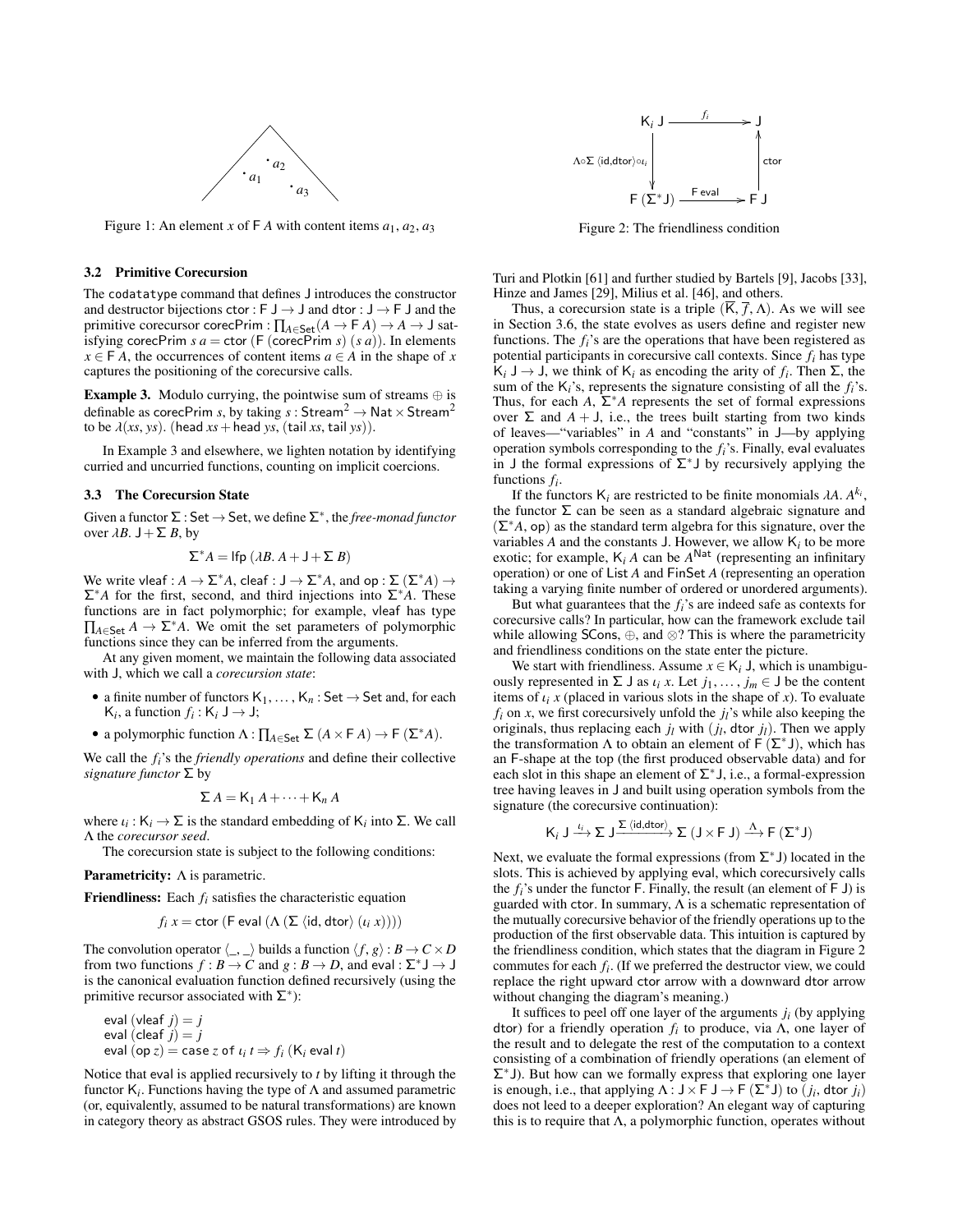Figure 1: An element $x$ of $\mathsf{F}\,A$ with content items $a_1$, $a_2$, $a_3$

Figure 2: The friendliness condition

### 3.2 Primitive Corecursion

The `codatatype` command that defines $\mathsf{J}$ introduces the constructor and destructor bijections $\mathsf{ctor} : \mathsf{F}\ \mathsf{J} \to \mathsf{J}$ and $\mathsf{dtor} : \mathsf{J} \to \mathsf{F}\ \mathsf{J}$ and the primitive corecursor $\mathsf{corecPrim} : \prod_{A \in \mathsf{Set}} (A \to \mathsf{F}\ A) \to A \to \mathsf{J}$ satisfying $\mathsf{corecPrim}\ s\ a = \mathsf{ctor}\ (\mathsf{F}\ (\mathsf{corecPrim}\ s)\ (s\ a))$. In elements $x \in \mathsf{F}\ A$, the occurrences of content items $a \in A$ in the shape of $x$ captures the positioning of the corecursive calls.

**Example 3.** Modulo currying, the pointwise sum of streams $\oplus$ is definable as $\mathsf{corecPrim}\ s$, by taking $s : \mathsf{Stream}^2 \to \mathsf{Nat} \times \mathsf{Stream}^2$ to be $\lambda(xs, ys).\ (\mathsf{head}\ xs + \mathsf{head}\ ys, (\mathsf{tail}\ xs, \mathsf{tail}\ ys))$.

In Example 3 and elsewhere, we lighten notation by identifying curried and uncurried functions, counting on implicit coercions.

### 3.3 The Corecursion State

Given a functor $\Sigma : \mathsf{Set} \to \mathsf{Set}$, we define $\Sigma^*$, the *free-monad functor* over $\lambda B.\ \mathsf{J} + \Sigma\ B$, by

$$\Sigma^* A = \mathsf{lfp}\ (\lambda B.\ A + \mathsf{J} + \Sigma\ B)$$

We write $\mathsf{vleaf} : A \to \Sigma^* A$, $\mathsf{cleaf} : \mathsf{J} \to \Sigma^* A$, and $\mathsf{op} : \Sigma\ (\Sigma^* A) \to \Sigma^* A$ for the first, second, and third injections into $\Sigma^* A$. These functions are in fact polymorphic; for example, $\mathsf{vleaf}$ has type $\prod_{A \in \mathsf{Set}} A \to \Sigma^* A$. We omit the set parameters of polymorphic functions since they can be inferred from the arguments.

At any given moment, we maintain the following data associated with $\mathsf{J}$, which we call a *corecursion state*:

- a finite number of functors $\mathsf{K}_1, \ldots, \mathsf{K}_n : \mathsf{Set} \to \mathsf{Set}$ and, for each $\mathsf{K}_i$, a function $f_i : \mathsf{K}_i\ \mathsf{J} \to \mathsf{J}$;
- a polymorphic function $\Lambda : \prod_{A \in \mathsf{Set}} \Sigma\ (A \times \mathsf{F}\ A) \to \mathsf{F}\ (\Sigma^* A)$.

We call the $f_i$'s the *friendly operations* and define their collective *signature functor* $\Sigma$ by

$$\Sigma\ A = \mathsf{K}_1\ A + \cdots + \mathsf{K}_n\ A$$

where $\iota_i : \mathsf{K}_i \to \Sigma$ is the standard embedding of $\mathsf{K}_i$ into $\Sigma$. We call $\Lambda$ the *corecursor seed*.

The corecursion state is subject to the following conditions:

**Parametricity:** $\Lambda$ is parametric.

**Friendliness:** Each $f_i$ satisfies the characteristic equation

$$f_i\ x = \mathsf{ctor}\ (\mathsf{F}\ \mathsf{eval}\ (\Lambda\ (\Sigma\ \langle \mathsf{id}, \mathsf{dtor} \rangle\ (\iota_i\ x))))$$

The convolution operator $\langle \_, \_ \rangle$ builds a function $\langle f, g \rangle : B \to C \times D$ from two functions $f : B \to C$ and $g : B \to D$, and $\mathsf{eval} : \Sigma^* \mathsf{J} \to \mathsf{J}$ is the canonical evaluation function defined recursively (using the primitive recursor associated with $\Sigma^*$):

$\mathsf{eval}\ (\mathsf{vleaf}\ j) = j$
$\mathsf{eval}\ (\mathsf{cleaf}\ j) = j$
$\mathsf{eval}\ (\mathsf{op}\ z) = \mathsf{case}\ z\ \mathsf{of}\ \iota_i\ t \Rightarrow f_i\ (\mathsf{K}_i\ \mathsf{eval}\ t)$

Notice that $\mathsf{eval}$ is applied recursively to $t$ by lifting it through the functor $\mathsf{K}_i$. Functions having the type of $\Lambda$ and assumed parametric (or, equivalently, assumed to be natural transformations) are known in category theory as abstract GSOS rules. They were introduced by Turi and Plotkin [61] and further studied by Bartels [9], Jacobs [33], Hinze and James [29], Milius et al. [46], and others.

Thus, a corecursion state is a triple $(\overline{\mathsf{K}}, \overline{f}, \Lambda)$. As we will see in Section 3.6, the state evolves as users define and register new functions. The $f_i$'s are the operations that have been registered as potential participants in corecursive call contexts. Since $f_i$ has type $\mathsf{K}_i\ \mathsf{J} \to \mathsf{J}$, we think of $\mathsf{K}_i$ as encoding the arity of $f_i$. Then $\Sigma$, the sum of the $\mathsf{K}_i$'s, represents the signature consisting of all the $f_i$'s. Thus, for each $A$, $\Sigma^* A$ represents the set of formal expressions over $\Sigma$ and $A + \mathsf{J}$, i.e., the trees built starting from two kinds of leaves—"variables" in $A$ and "constants" in $\mathsf{J}$—by applying operation symbols corresponding to the $f_i$'s. Finally, $\mathsf{eval}$ evaluates in $\mathsf{J}$ the formal expressions of $\Sigma^* \mathsf{J}$ by recursively applying the functions $f_i$.

If the functors $\mathsf{K}_i$ are restricted to be finite monomials $\lambda A.\ A^{k_i}$, the functor $\Sigma$ can be seen as a standard algebraic signature and $(\Sigma^* A, \mathsf{op})$ as the standard term algebra for this signature, over the variables $A$ and the constants $\mathsf{J}$. However, we allow $\mathsf{K}_i$ to be more exotic; for example, $\mathsf{K}_i\ A$ can be $A^{\mathsf{Nat}}$ (representing an infinitary operation) or one of $\mathsf{List}\ A$ and $\mathsf{FinSet}\ A$ (representing an operation taking a varying finite number of ordered or unordered arguments).

But what guarantees that the $f_i$'s are indeed safe as contexts for corecursive calls? In particular, how can the framework exclude $\mathsf{tail}$ while allowing $\mathsf{SCons}$, $\oplus$, and $\otimes$? This is where the parametricity and friendliness conditions on the state enter the picture.

We start with friendliness. Assume $x \in \mathsf{K}_i\ \mathsf{J}$, which is unambiguously represented in $\Sigma\ \mathsf{J}$ as $\iota_i\ x$. Let $j_1, \ldots, j_m \in \mathsf{J}$ be the content items of $\iota_i\ x$ (placed in various slots in the shape of $x$). To evaluate $f_i$ on $x$, we first corecursively unfold the $j_l$'s while also keeping the originals, thus replacing each $j_l$ with $(j_l, \mathsf{dtor}\ j_l)$. Then we apply the transformation $\Lambda$ to obtain an element of $\mathsf{F}\ (\Sigma^* \mathsf{J})$, which has an $\mathsf{F}$-shape at the top (the first produced observable data) and for each slot in this shape an element of $\Sigma^* \mathsf{J}$, i.e., a formal-expression tree having leaves in $\mathsf{J}$ and built using operation symbols from the signature (the corecursive continuation):

$$\mathsf{K}_i\ \mathsf{J} \xrightarrow{\iota_i} \Sigma\ \mathsf{J} \xrightarrow{\Sigma\ \langle \mathsf{id}, \mathsf{dtor} \rangle} \Sigma\ (\mathsf{J} \times \mathsf{F}\ \mathsf{J}) \xrightarrow{\Lambda} \mathsf{F}\ (\Sigma^* \mathsf{J})$$

Next, we evaluate the formal expressions (from $\Sigma^* \mathsf{J}$) located in the slots. This is achieved by applying $\mathsf{eval}$, which corecursively calls the $f_i$'s under the functor $\mathsf{F}$. Finally, the result (an element of $\mathsf{F}\ \mathsf{J}$) is guarded with $\mathsf{ctor}$. In summary, $\Lambda$ is a schematic representation of the mutually corecursive behavior of the friendly operations up to the production of the first observable data. This intuition is captured by the friendliness condition, which states that the diagram in Figure 2 commutes for each $f_i$. (If we preferred the destructor view, we could replace the right upward $\mathsf{ctor}$ arrow with a downward $\mathsf{dtor}$ arrow without changing the diagram's meaning.)

It suffices to peel off one layer of the arguments $j_i$ (by applying $\mathsf{dtor}$) for a friendly operation $f_i$ to produce, via $\Lambda$, one layer of the result and to delegate the rest of the computation to a context consisting of a combination of friendly operations (an element of $\Sigma^* \mathsf{J}$). But how can we formally express that exploring one layer is enough, i.e., that applying $\Lambda : \mathsf{J} \times \mathsf{F}\ \mathsf{J} \to \mathsf{F}\ (\Sigma^* \mathsf{J})$ to $(j_i, \mathsf{dtor}\ j_i)$ does not leed to a deeper exploration? An elegant way of capturing this is to require that $\Lambda$, a polymorphic function, operates without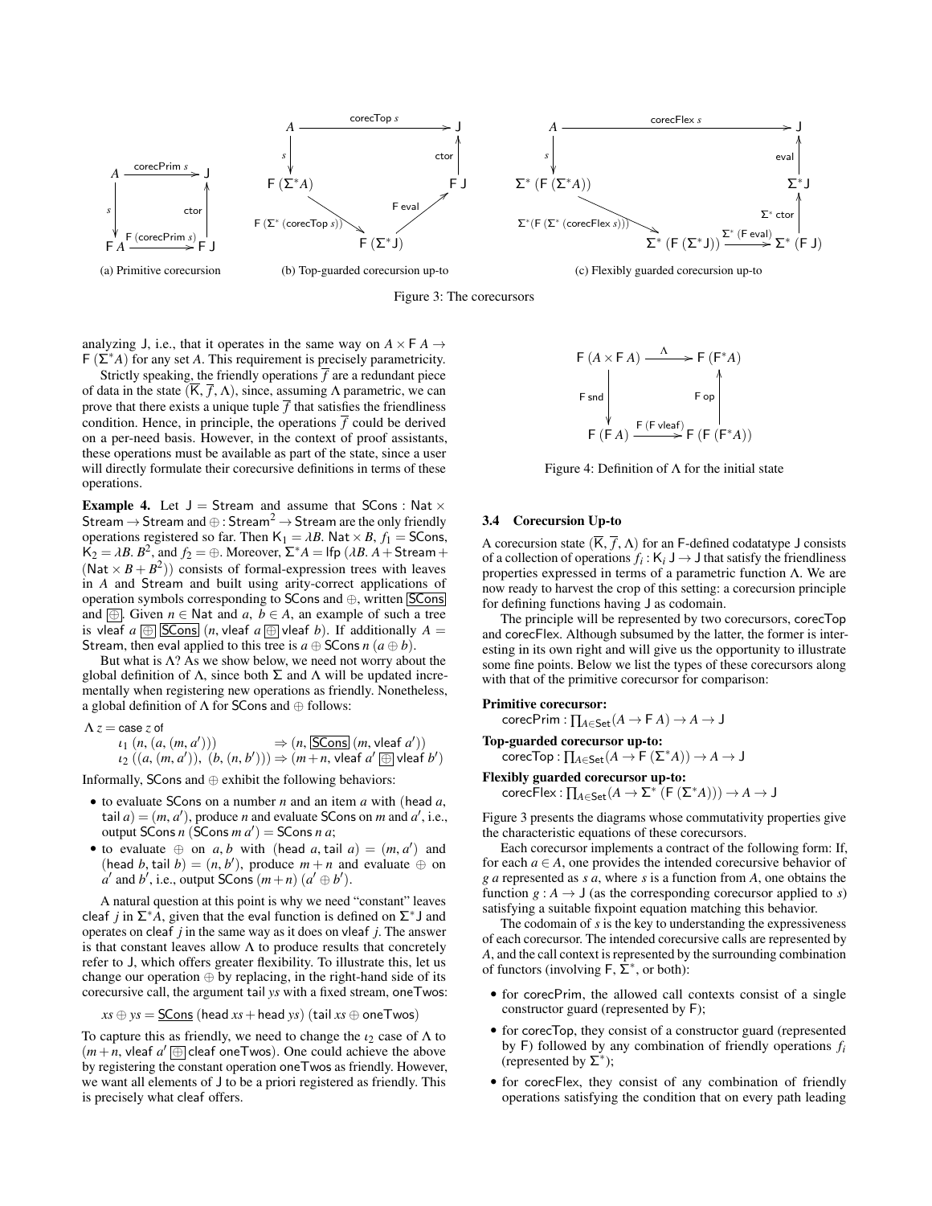(a) Primitive corecursion

(b) Top-guarded corecursion up-to

(c) Flexibly guarded corecursion up-to

Figure 3: The corecursors

analyzing J, i.e., that it operates in the same way on $A \times \mathsf{F}\,A \to \mathsf{F}\,(\Sigma^* A)$ for any set $A$. This requirement is precisely parametricity.

Strictly speaking, the friendly operations $\overline{f}$ are a redundant piece of data in the state $(\overline{\mathsf{K}}, \overline{f}, \Lambda)$, since, assuming $\Lambda$ parametric, we can prove that there exists a unique tuple $\overline{f}$ that satisfies the friendliness condition. Hence, in principle, the operations $\overline{f}$ could be derived on a per-need basis. However, in the context of proof assistants, these operations must be available as part of the state, since a user will directly formulate their corecursive definitions in terms of these operations.

**Example 4.** Let $\mathsf{J} = \mathsf{Stream}$ and assume that $\mathsf{SCons} : \mathsf{Nat} \times \mathsf{Stream} \to \mathsf{Stream}$ and $\oplus : \mathsf{Stream}^2 \to \mathsf{Stream}$ are the only friendly operations registered so far. Then $\mathsf{K}_1 = \lambda B.\ \mathsf{Nat} \times B$, $f_1 = \mathsf{SCons}$, $\mathsf{K}_2 = \lambda B.\ B^2$, and $f_2 = \oplus$. Moreover, $\Sigma^* A = \mathsf{lfp}\ (\lambda B.\ A + \mathsf{Stream} + (\mathsf{Nat} \times B + B^2))$ consists of formal-expression trees with leaves in $A$ and Stream and built using arity-correct applications of operation symbols corresponding to SCons and $\oplus$, written $\boxed{\mathsf{SCons}}$ and $\boxed{\oplus}$. Given $n \in \mathsf{Nat}$ and $a,\ b \in A$, an example of such a tree is $\mathsf{vleaf}\ a\ \boxed{\oplus}\ \boxed{\mathsf{SCons}}\ (n, \mathsf{vleaf}\ a\ \boxed{\oplus}\ \mathsf{vleaf}\ b)$. If additionally $A = \mathsf{Stream}$, then eval applied to this tree is $a \oplus \mathsf{SCons}\ n\ (a \oplus b)$.

But what is $\Lambda$? As we show below, we need not worry about the global definition of $\Lambda$, since both $\Sigma$ and $\Lambda$ will be updated incrementally when registering new operations as friendly. Nonetheless, a global definition of $\Lambda$ for SCons and $\oplus$ follows:

$$
\begin{aligned}
\Lambda\ z = \mathsf{case}\ z\ \mathsf{of}\quad & \\
\iota_1\ (n, (a, (m, a'))) &\Rightarrow (n, \boxed{\mathsf{SCons}}\ (m, \mathsf{vleaf}\ a')) \\
\iota_2\ ((a, (m, a')),\ (b, (n, b'))) &\Rightarrow (m+n, \mathsf{vleaf}\ a'\ \boxed{\oplus}\ \mathsf{vleaf}\ b')
\end{aligned}
$$

Informally, SCons and $\oplus$ exhibit the following behaviors:

- to evaluate SCons on a number $n$ and an item $a$ with $(\mathsf{head}\ a, \mathsf{tail}\ a) = (m, a')$, produce $n$ and evaluate SCons on $m$ and $a'$, i.e., output $\mathsf{SCons}\ n\ (\mathsf{SCons}\ m\ a') = \mathsf{SCons}\ n\ a$;
- to evaluate $\oplus$ on $a, b$ with $(\mathsf{head}\ a, \mathsf{tail}\ a) = (m, a')$ and $(\mathsf{head}\ b, \mathsf{tail}\ b) = (n, b')$, produce $m + n$ and evaluate $\oplus$ on $a'$ and $b'$, i.e., output $\mathsf{SCons}\ (m+n)\ (a' \oplus b')$.

A natural question at this point is why we need "constant" leaves $\mathsf{cleaf}\ j$ in $\Sigma^* A$, given that the eval function is defined on $\Sigma^* \mathsf{J}$ and operates on $\mathsf{cleaf}\ j$ in the same way as it does on $\mathsf{vleaf}\ j$. The answer is that constant leaves allow $\Lambda$ to produce results that concretely refer to J, which offers greater flexibility. To illustrate this, let us change our operation $\oplus$ by replacing, in the right-hand side of its corecursive call, the argument tail $ys$ with a fixed stream, oneTwos:

$$xs \oplus ys = \underline{\mathsf{SCons}}\ (\mathsf{head}\ xs + \mathsf{head}\ ys)\ (\mathsf{tail}\ xs \oplus \mathsf{oneTwos})$$

To capture this as friendly, we need to change the $\iota_2$ case of $\Lambda$ to $(m+n, \mathsf{vleaf}\ a'\ \boxed{\oplus}\ \mathsf{cleaf\ oneTwos})$. One could achieve the above by registering the constant operation oneTwos as friendly. However, we want all elements of J to be a priori registered as friendly. This is precisely what cleaf offers.

$$
\begin{array}{ccc}
\mathsf{F}\,(A \times \mathsf{F}\,A) & \xrightarrow{\ \Lambda\ } & \mathsf{F}\,(\mathsf{F}^* A) \\
\Big\downarrow{\scriptstyle \mathsf{F\ snd}} & & \Big\uparrow{\scriptstyle \mathsf{F\ op}} \\
\mathsf{F}\,(\mathsf{F}\,A) & \xrightarrow{\ \mathsf{F}\,(\mathsf{F\ vleaf})\ } & \mathsf{F}\,(\mathsf{F}\,(\mathsf{F}^* A))
\end{array}
$$

Figure 4: Definition of $\Lambda$ for the initial state

### 3.4 Corecursion Up-to

A corecursion state $(\overline{\mathsf{K}}, \overline{f}, \Lambda)$ for an F-defined codatatype J consists of a collection of operations $f_i : \mathsf{K}_i\ \mathsf{J} \to \mathsf{J}$ that satisfy the friendliness properties expressed in terms of a parametric function $\Lambda$. We are now ready to harvest the crop of this setting: a corecursion principle for defining functions having J as codomain.

The principle will be represented by two corecursors, corecTop and corecFlex. Although subsumed by the latter, the former is interesting in its own right and will give us the opportunity to illustrate some fine points. Below we list the types of these corecursors along with that of the primitive corecursor for comparison:

**Primitive corecursor:**
$\mathsf{corecPrim} : \prod_{A \in \mathsf{Set}} (A \to \mathsf{F}\,A) \to A \to \mathsf{J}$

**Top-guarded corecursor up-to:**
$\mathsf{corecTop} : \prod_{A \in \mathsf{Set}} (A \to \mathsf{F}\,(\Sigma^* A)) \to A \to \mathsf{J}$

**Flexibly guarded corecursor up-to:**
$\mathsf{corecFlex} : \prod_{A \in \mathsf{Set}} (A \to \Sigma^*\,(\mathsf{F}\,(\Sigma^* A))) \to A \to \mathsf{J}$

Figure 3 presents the diagrams whose commutativity properties give the characteristic equations of these corecursors.

Each corecursor implements a contract of the following form: If, for each $a \in A$, one provides the intended corecursive behavior of $g\ a$ represented as $s\ a$, where $s$ is a function from $A$, one obtains the function $g : A \to \mathsf{J}$ (as the corresponding corecursor applied to $s$) satisfying a suitable fixpoint equation matching this behavior.

The codomain of $s$ is the key to understanding the expressiveness of each corecursor. The intended corecursive calls are represented by $A$, and the call context is represented by the surrounding combination of functors (involving $\mathsf{F}$, $\Sigma^*$, or both):

- for corecPrim, the allowed call contexts consist of a single constructor guard (represented by F);
- for corecTop, they consist of a constructor guard (represented by F) followed by any combination of friendly operations $f_i$ (represented by $\Sigma^*$);
- for corecFlex, they consist of any combination of friendly operations satisfying the condition that on every path leading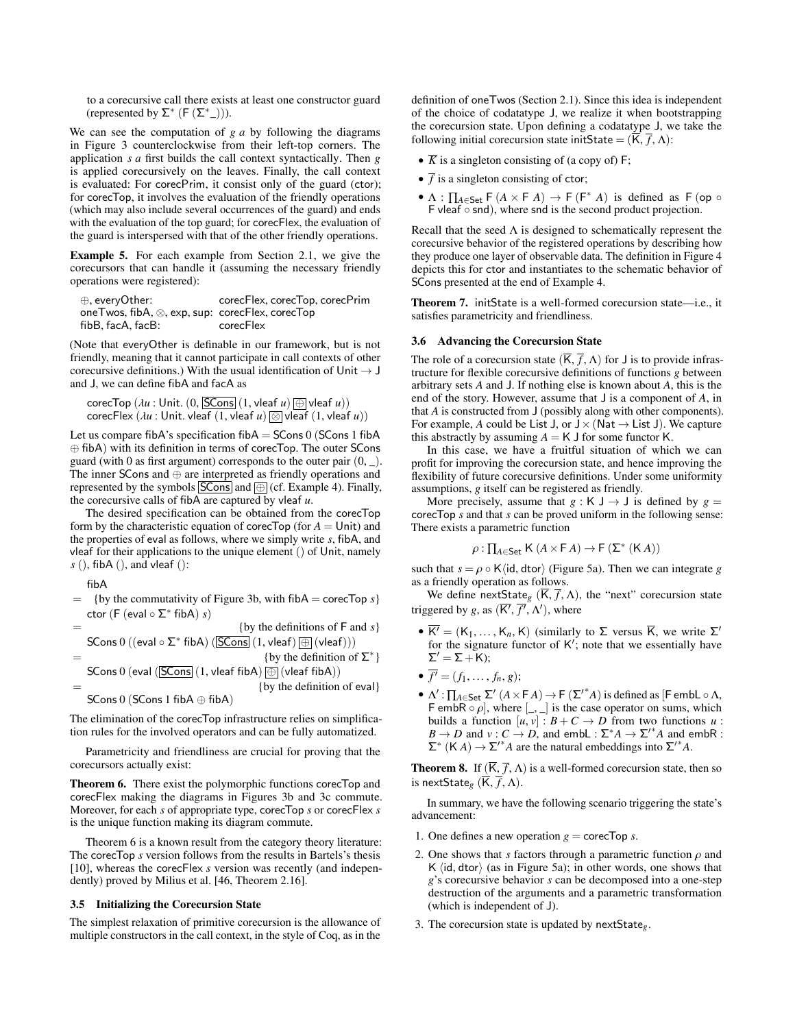to a corecursive call there exists at least one constructor guard (represented by $\Sigma^*\ (\mathsf{F}\ (\Sigma^* \_))$).

We can see the computation of $g\ a$ by following the diagrams in Figure 3 counterclockwise from their left-top corners. The application $s\ a$ first builds the call context syntactically. Then $g$ is applied corecursively on the leaves. Finally, the call context is evaluated: For corecPrim, it consist only of the guard (ctor); for corecTop, it involves the evaluation of the friendly operations (which may also include several occurrences of the guard) and ends with the evaluation of the top guard; for corecFlex, the evaluation of the guard is interspersed with that of the other friendly operations.

**Example 5.** For each example from Section 2.1, we give the corecursors that can handle it (assuming the necessary friendly operations were registered):

| | |
|---|---|
| $\oplus$, everyOther: | corecFlex, corecTop, corecPrim |
| oneTwos, fibA, $\otimes$, exp, sup: | corecFlex, corecTop |
| fibB, facA, facB: | corecFlex |

(Note that everyOther is definable in our framework, but is not friendly, meaning that it cannot participate in call contexts of other corecursive definitions.) With the usual identification of $\mathsf{Unit} \to \mathsf{J}$ and J, we can define fibA and facA as

$$\mathsf{corecTop}\ (\lambda u : \mathsf{Unit}.\ (0, \boxed{\mathsf{SCons}}\ (1, \mathsf{vleaf}\ u)\ \boxed{\oplus}\ \mathsf{vleaf}\ u))$$
$$\mathsf{corecFlex}\ (\lambda u : \mathsf{Unit}.\ \mathsf{vleaf}\ (1, \mathsf{vleaf}\ u)\ \boxed{\otimes}\ \mathsf{vleaf}\ (1, \mathsf{vleaf}\ u))$$

Let us compare fibA's specification $\mathsf{fibA} = \mathsf{SCons}\ 0\ (\mathsf{SCons}\ 1\ \mathsf{fibA} \oplus \mathsf{fibA})$ with its definition in terms of corecTop. The outer SCons guard (with 0 as first argument) corresponds to the outer pair $(0, \_)$. The inner SCons and $\oplus$ are interpreted as friendly operations and represented by the symbols $\boxed{\mathsf{SCons}}$ and $\boxed{\oplus}$ (cf. Example 4). Finally, the corecursive calls of fibA are captured by vleaf $u$.

The desired specification can be obtained from the corecTop form by the characteristic equation of corecTop (for $A = \mathsf{Unit}$) and the properties of eval as follows, where we simply write $s$, fibA, and vleaf for their applications to the unique element () of Unit, namely $s\ ()$, fibA (), and vleaf ():

fibA
$=$ {by the commutativity of Figure 3b, with fibA = corecTop $s$}
ctor (F (eval $\circ\ \Sigma^*$ fibA) $s$)
$=$ {by the definitions of F and $s$}
SCons 0 ((eval $\circ\ \Sigma^*$ fibA) ($\boxed{\mathsf{SCons}}$ (1, vleaf) $\boxed{\oplus}$ (vleaf)))
$=$ {by the definition of $\Sigma^*$}
SCons 0 (eval ($\boxed{\mathsf{SCons}}$ (1, vleaf fibA) $\boxed{\oplus}$ (vleaf fibA))
$=$ {by the definition of eval}
SCons 0 (SCons 1 fibA $\oplus$ fibA)

The elimination of the corecTop infrastructure relies on simplification rules for the involved operators and can be fully automatized.

Parametricity and friendliness are crucial for proving that the corecursors actually exist:

**Theorem 6.** There exist the polymorphic functions corecTop and corecFlex making the diagrams in Figures 3b and 3c commute. Moreover, for each $s$ of appropriate type, corecTop $s$ or corecFlex $s$ is the unique function making its diagram commute.

Theorem 6 is a known result from the category theory literature: The corecTop $s$ version follows from the results in Bartels's thesis [10], whereas the corecFlex $s$ version was recently (and independently) proved by Milius et al. [46, Theorem 2.16].

### 3.5 Initializing the Corecursion State

The simplest relaxation of primitive corecursion is the allowance of multiple constructors in the call context, in the style of Coq, as in the definition of oneTwos (Section 2.1). Since this idea is independent of the choice of codatatype J, we realize it when bootstrapping the corecursion state. Upon defining a codatatype J, we take the following initial corecursion state initState $= (\overline{\mathsf{K}}, \overline{f}, \Lambda)$:

- $\overline{K}$ is a singleton consisting of (a copy of) F;
- $\overline{f}$ is a singleton consisting of ctor;
- $\Lambda : \prod_{A \in \mathsf{Set}} \mathsf{F}\ (A \times \mathsf{F}\ A) \to \mathsf{F}\ (\mathsf{F}^*\ A)$ is defined as $\mathsf{F}\ (\mathsf{op} \circ \mathsf{F}\ \mathsf{vleaf} \circ \mathsf{snd})$, where snd is the second product projection.

Recall that the seed $\Lambda$ is designed to schematically represent the corecursive behavior of the registered operations by describing how they produce one layer of observable data. The definition in Figure 4 depicts this for ctor and instantiates to the schematic behavior of SCons presented at the end of Example 4.

**Theorem 7.** initState is a well-formed corecursion state—i.e., it satisfies parametricity and friendliness.

### 3.6 Advancing the Corecursion State

The role of a corecursion state $(\overline{\mathsf{K}}, \overline{f}, \Lambda)$ for J is to provide infrastructure for flexible corecursive definitions of functions $g$ between arbitrary sets $A$ and J. If nothing else is known about $A$, this is the end of the story. However, assume that J is a component of $A$, in that $A$ is constructed from J (possibly along with other components). For example, $A$ could be List J, or $\mathsf{J} \times (\mathsf{Nat} \to \mathsf{List}\ \mathsf{J})$. We capture this abstractly by assuming $A = \mathsf{K}\ \mathsf{J}$ for some functor K.

In this case, we have a fruitful situation of which we can profit for improving the corecursion state, and hence improving the flexibility of future corecursive definitions. Under some uniformity assumptions, $g$ itself can be registered as friendly.

More precisely, assume that $g : \mathsf{K}\ \mathsf{J} \to \mathsf{J}$ is defined by $g =$ corecTop $s$ and that $s$ can be proved uniform in the following sense: There exists a parametric function

$$\rho : \textstyle\prod_{A \in \mathsf{Set}} \mathsf{K}\ (A \times \mathsf{F}\ A) \to \mathsf{F}\ (\Sigma^*\ (\mathsf{K}\ A))$$

such that $s = \rho \circ \mathsf{K}\langle \mathsf{id}, \mathsf{dtor}\rangle$ (Figure 5a). Then we can integrate $g$ as a friendly operation as follows.

We define $\mathsf{nextState}_g\ (\overline{\mathsf{K}}, \overline{f}, \Lambda)$, the "next" corecursion state triggered by $g$, as $(\overline{\mathsf{K}'}, \overline{f'}, \Lambda')$, where

- $\overline{\mathsf{K}'} = (\mathsf{K}_1, \ldots, \mathsf{K}_n, \mathsf{K})$ (similarly to $\Sigma$ versus $\overline{\mathsf{K}}$, we write $\Sigma'$ for the signature functor of $\mathsf{K}'$; note that we essentially have $\Sigma' = \Sigma + \mathsf{K}$);
- $\overline{f'} = (f_1, \ldots, f_n, g)$;
- $\Lambda' : \prod_{A \in \mathsf{Set}} \Sigma'\ (A \times \mathsf{F}\ A) \to \mathsf{F}\ (\Sigma'^* A)$ is defined as $[\mathsf{F}\ \mathsf{embL} \circ \Lambda, \mathsf{F}\ \mathsf{embR} \circ \rho]$, where $[\_, \_]$ is the case operator on sums, which builds a function $[u, v] : B + C \to D$ from two functions $u : B \to D$ and $v : C \to D$, and $\mathsf{embL} : \Sigma^* A \to \Sigma'^* A$ and $\mathsf{embR} : \Sigma^*\ (\mathsf{K}\ A) \to \Sigma'^* A$ are the natural embeddings into $\Sigma'^* A$.

**Theorem 8.** If $(\overline{\mathsf{K}}, \overline{f}, \Lambda)$ is a well-formed corecursion state, then so is $\mathsf{nextState}_g\ (\overline{\mathsf{K}}, \overline{f}, \Lambda)$.

In summary, we have the following scenario triggering the state's advancement:

1. One defines a new operation $g =$ corecTop $s$.
2. One shows that $s$ factors through a parametric function $\rho$ and $\mathsf{K}\ \langle \mathsf{id}, \mathsf{dtor}\rangle$ (as in Figure 5a); in other words, one shows that $g$'s corecursive behavior $s$ can be decomposed into a one-step destruction of the arguments and a parametric transformation (which is independent of J).
3. The corecursion state is updated by $\mathsf{nextState}_g$.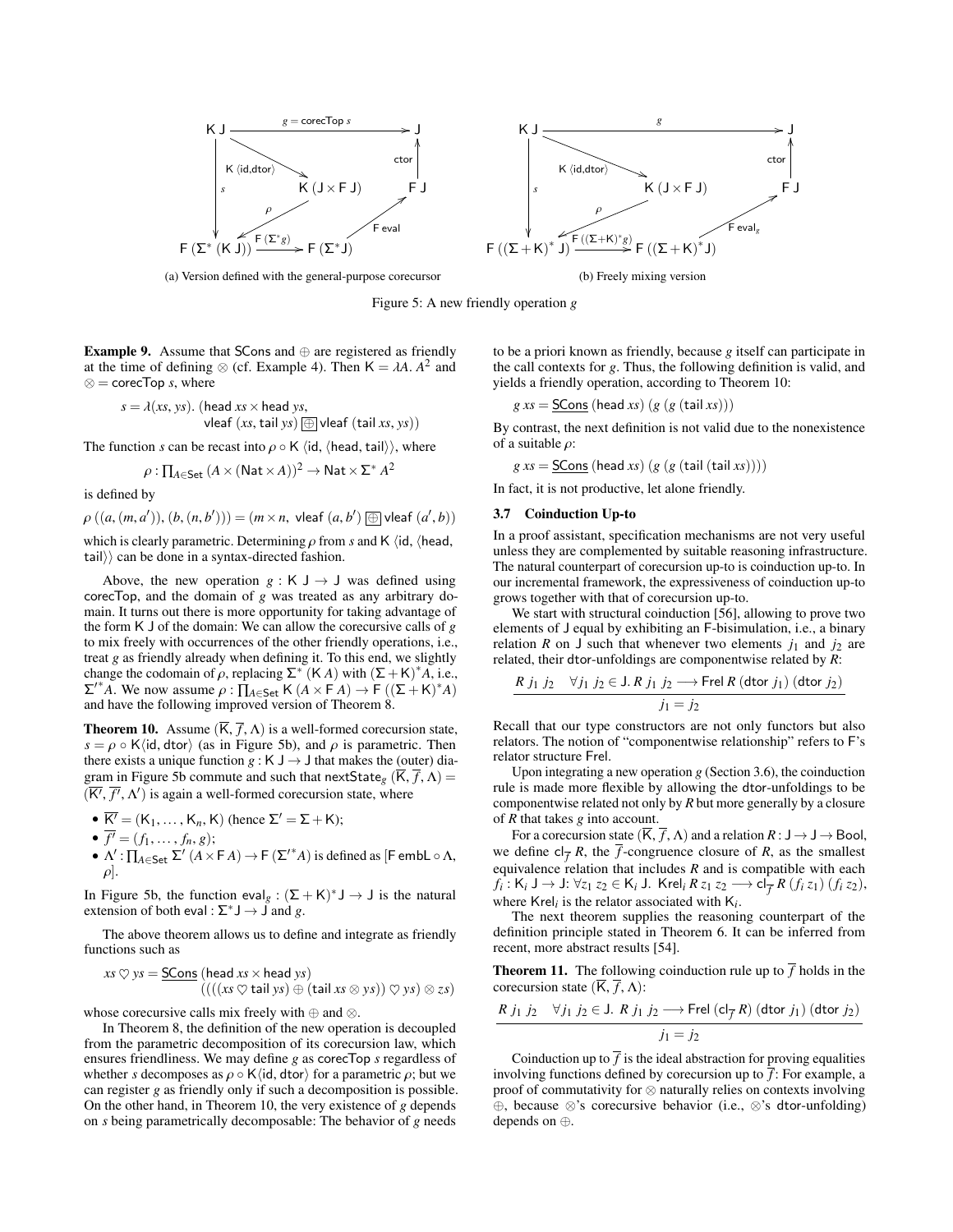$$\begin{array}{ccc}
\mathsf{K}\ \mathsf{J} & \xrightarrow{g\,=\,\mathsf{corecTop}\ s} & \mathsf{J} \\
\Big\downarrow s \qquad \searrow^{\mathsf{K}\ \langle \mathsf{id},\mathsf{dtor}\rangle} & \mathsf{K}\ (\mathsf{J} \times \mathsf{F}\ \mathsf{J}) & \mathsf{F}\ \mathsf{J} \xrightarrow{\mathsf{ctor}} \mathsf{J} \\
\mathsf{F}\ (\Sigma^*\ (\mathsf{K}\ \mathsf{J})) & \xrightarrow{\mathsf{F}\ (\Sigma^* g)} & \mathsf{F}\ (\Sigma^* \mathsf{J}) \xrightarrow{\mathsf{F}\ \mathsf{eval}} \mathsf{F}\ \mathsf{J}
\end{array}$$

with $\rho : \mathsf{K}\ (\mathsf{J} \times \mathsf{F}\ \mathsf{J}) \to \mathsf{F}\ (\Sigma^*\ (\mathsf{K}\ \mathsf{J}))$.

(a) Version defined with the general-purpose corecursor

$$\begin{array}{ccc}
\mathsf{K}\ \mathsf{J} & \xrightarrow{g} & \mathsf{J} \\
\Big\downarrow s \qquad \searrow^{\mathsf{K}\ \langle \mathsf{id},\mathsf{dtor}\rangle} & \mathsf{K}\ (\mathsf{J} \times \mathsf{F}\ \mathsf{J}) & \mathsf{F}\ \mathsf{J} \xrightarrow{\mathsf{ctor}} \mathsf{J} \\
\mathsf{F}\ ((\Sigma + \mathsf{K})^*\ \mathsf{J}) & \xrightarrow{\mathsf{F}\ ((\Sigma+\mathsf{K})^* g)} & \mathsf{F}\ ((\Sigma + \mathsf{K})^*\ \mathsf{J}) \xrightarrow{\mathsf{F}\ \mathsf{eval}_g} \mathsf{F}\ \mathsf{J}
\end{array}$$

with $\rho : \mathsf{K}\ (\mathsf{J} \times \mathsf{F}\ \mathsf{J}) \to \mathsf{F}\ ((\Sigma + \mathsf{K})^*\ \mathsf{J})$.

(b) Freely mixing version

Figure 5: A new friendly operation $g$

**Example 9.** Assume that SCons and $\oplus$ are registered as friendly at the time of defining $\otimes$ (cf. Example 4). Then $\mathsf{K} = \lambda A.\ A^2$ and $\otimes = \mathsf{corecTop}\ s$, where

$$s = \lambda(xs, ys).\ (\mathsf{head}\ xs \times \mathsf{head}\ ys,\ \mathsf{vleaf}\ (xs, \mathsf{tail}\ ys) \,\underline{\boxed{\oplus}}\, \mathsf{vleaf}\ (\mathsf{tail}\ xs, ys))$$

The function $s$ can be recast into $\rho \circ \mathsf{K}\ \langle \mathsf{id}, \langle \mathsf{head}, \mathsf{tail}\rangle\rangle$, where

$$\rho : \textstyle\prod_{A \in \mathsf{Set}} (A \times (\mathsf{Nat} \times A))^2 \to \mathsf{Nat} \times \Sigma^*\ A^2$$

is defined by

$$\rho\ ((a, (m, a')), (b, (n, b'))) = (m \times n,\ \mathsf{vleaf}\ (a, b') \,\underline{\boxed{\oplus}}\, \mathsf{vleaf}\ (a', b))$$

which is clearly parametric. Determining $\rho$ from $s$ and $\mathsf{K}\ \langle \mathsf{id}, \langle \mathsf{head}, \mathsf{tail}\rangle\rangle$ can be done in a syntax-directed fashion.

Above, the new operation $g : \mathsf{K}\ \mathsf{J} \to \mathsf{J}$ was defined using corecTop, and the domain of $g$ was treated as any arbitrary domain. It turns out there is more opportunity for taking advantage of the form $\mathsf{K}\ \mathsf{J}$ of the domain: We can allow the corecursive calls of $g$ to mix freely with occurrences of the other friendly operations, i.e., treat $g$ as friendly already when defining it. To this end, we slightly change the codomain of $\rho$, replacing $\Sigma^*\ (\mathsf{K}\ A)$ with $(\Sigma + \mathsf{K})^* A$, i.e., $\Sigma'^* A$. We now assume $\rho : \prod_{A \in \mathsf{Set}} \mathsf{K}\ (A \times \mathsf{F}\ A) \to \mathsf{F}\ ((\Sigma + \mathsf{K})^* A)$ and have the following improved version of Theorem 8.

**Theorem 10.** Assume $(\overline{\mathsf{K}}, \overline{f}, \Lambda)$ is a well-formed corecursion state, $s = \rho \circ \mathsf{K}\langle \mathsf{id}, \mathsf{dtor}\rangle$ (as in Figure 5b), and $\rho$ is parametric. Then there exists a unique function $g : \mathsf{K}\ \mathsf{J} \to \mathsf{J}$ that makes the (outer) diagram in Figure 5b commute and such that $\mathsf{nextState}_g\ (\overline{\mathsf{K}}, \overline{f}, \Lambda) = (\overline{\mathsf{K}'}, \overline{f'}, \Lambda')$ is again a well-formed corecursion state, where

- $\overline{\mathsf{K}'} = (\mathsf{K}_1, \ldots, \mathsf{K}_n, \mathsf{K})$ (hence $\Sigma' = \Sigma + \mathsf{K}$);
- $\overline{f'} = (f_1, \ldots, f_n, g)$;
- $\Lambda' : \prod_{A \in \mathsf{Set}} \Sigma'\ (A \times \mathsf{F}\ A) \to \mathsf{F}\ (\Sigma'^* A)$ is defined as $[\mathsf{F}\ \mathsf{emb}\mathsf{L} \circ \Lambda, \rho]$.

In Figure 5b, the function $\mathsf{eval}_g : (\Sigma + \mathsf{K})^* \mathsf{J} \to \mathsf{J}$ is the natural extension of both $\mathsf{eval} : \Sigma^* \mathsf{J} \to \mathsf{J}$ and $g$.

The above theorem allows us to define and integrate as friendly functions such as

$$xs \heartsuit ys = \underline{\mathsf{SCons}}\ (\mathsf{head}\ xs \times \mathsf{head}\ ys)\ ((((xs \heartsuit \mathsf{tail}\ ys) \oplus (\mathsf{tail}\ xs \otimes ys)) \heartsuit ys) \otimes zs)$$

whose corecursive calls mix freely with $\oplus$ and $\otimes$.

In Theorem 8, the definition of the new operation is decoupled from the parametric decomposition of its corecursive law, which ensures friendliness. We may define $g$ as corecTop $s$ regardless of whether $s$ decomposes as $\rho \circ \mathsf{K}\langle \mathsf{id}, \mathsf{dtor}\rangle$ for a parametric $\rho$; but we can register $g$ as friendly only if such a decomposition is possible. On the other hand, in Theorem 10, the very existence of $g$ depends on $s$ being parametrically decomposable: The behavior of $g$ needs to be a priori known as friendly, because $g$ itself can participate in the call contexts for $g$. Thus, the following definition is valid, and yields a friendly operation, according to Theorem 10:

$$g\ xs = \underline{\mathsf{SCons}}\ (\mathsf{head}\ xs)\ (g\ (g\ (\mathsf{tail}\ xs)))$$

By contrast, the next definition is not valid due to the nonexistence of a suitable $\rho$:

$$g\ xs = \underline{\mathsf{SCons}}\ (\mathsf{head}\ xs)\ (g\ (g\ (\mathsf{tail}\ (\mathsf{tail}\ xs))))$$

In fact, it is not productive, let alone friendly.

### 3.7 Coinduction Up-to

In a proof assistant, specification mechanisms are not very useful unless they are complemented by suitable reasoning infrastructure. The natural counterpart of corecursion up-to is coinduction up-to. In our incremental framework, the expressiveness of coinduction up-to grows together with that of corecursion up-to.

We start with structural coinduction [56], allowing to prove two elements of J equal by exhibiting an F-bisimulation, i.e., a binary relation $R$ on J such that whenever two elements $j_1$ and $j_2$ are related, their dtor-unfoldings are componentwise related by $R$:

$$\frac{R\ j_1\ j_2 \quad \forall j_1\ j_2 \in \mathsf{J}.\ R\ j_1\ j_2 \longrightarrow \mathsf{Frel}\ R\ (\mathsf{dtor}\ j_1)\ (\mathsf{dtor}\ j_2)}{j_1 = j_2}$$

Recall that our type constructors are not only functors but also relators. The notion of "componentwise relationship" refers to F's relator structure Frel.

Upon integrating a new operation $g$ (Section 3.6), the coinduction rule is made more flexible by allowing the dtor-unfoldings to be componentwise related not only by $R$ but more generally by a closure of $R$ that takes $g$ into account.

For a corecursion state $(\overline{\mathsf{K}}, \overline{f}, \Lambda)$ and a relation $R : \mathsf{J} \to \mathsf{J} \to \mathsf{Bool}$, we define $\mathsf{cl}_{\overline{f}}\ R$, the $\overline{f}$-congruence closure of $R$, as the smallest equivalence relation that includes $R$ and is compatible with each $f_i : \mathsf{K}_i\ \mathsf{J} \to \mathsf{J}$: $\forall z_1\ z_2 \in \mathsf{K}_i\ \mathsf{J}.\ \mathsf{Krel}_i\ R\ z_1\ z_2 \longrightarrow \mathsf{cl}_{\overline{f}}\ R\ (f_i\ z_1)\ (f_i\ z_2)$, where $\mathsf{Krel}_i$ is the relator associated with $\mathsf{K}_i$.

The next theorem supplies the reasoning counterpart of the definition principle stated in Theorem 6. It can be inferred from recent, more abstract results [54].

**Theorem 11.** The following coinduction rule up to $\overline{f}$ holds in the corecursion state $(\overline{\mathsf{K}}, \overline{f}, \Lambda)$:

$$\frac{R\ j_1\ j_2 \quad \forall j_1\ j_2 \in \mathsf{J}.\ R\ j_1\ j_2 \longrightarrow \mathsf{Frel}\ (\mathsf{cl}_{\overline{f}}\ R)\ (\mathsf{dtor}\ j_1)\ (\mathsf{dtor}\ j_2)}{j_1 = j_2}$$

Coinduction up to $\overline{f}$ is the ideal abstraction for proving equalities involving functions defined by corecursion up to $\overline{f}$: For example, a proof of commutativity for $\otimes$ naturally relies on contexts involving $\oplus$, because $\otimes$'s corecursive behavior (i.e., $\otimes$'s dtor-unfolding) depends on $\oplus$.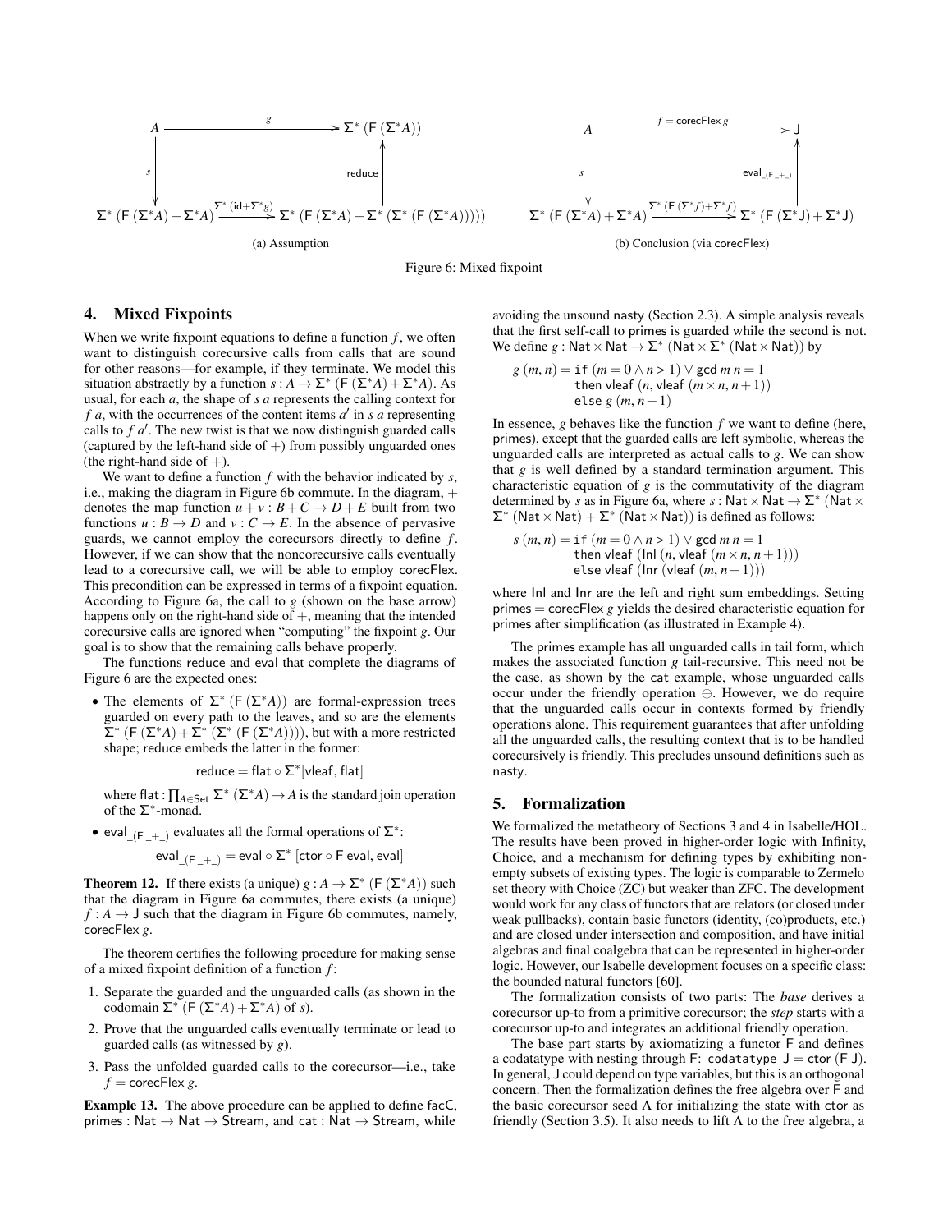$$
\begin{array}{ccc}
A & \xrightarrow{\quad g \quad} & \Sigma^* \,(\mathsf{F}\,(\Sigma^* A)) \\
\big\downarrow s & & \big\uparrow \mathsf{reduce} \\
\Sigma^* \,(\mathsf{F}\,(\Sigma^* A) + \Sigma^* A) & \xrightarrow{\Sigma^* \,(\mathsf{id} + \Sigma^* g)} & \Sigma^* \,(\mathsf{F}\,(\Sigma^* A) + \Sigma^* \,(\Sigma^* \,(\mathsf{F}\,(\Sigma^* A))))
\end{array}
$$

(a) Assumption

$$
\begin{array}{ccc}
A & \xrightarrow{\quad f \,=\, \mathsf{corecFlex}\, g \quad} & \mathsf{J} \\
\big\downarrow s & & \big\uparrow \mathsf{eval}_{\_(\mathsf{F}\,\_+\_)} \\
\Sigma^* \,(\mathsf{F}\,(\Sigma^* A) + \Sigma^* A) & \xrightarrow{\Sigma^* \,(\mathsf{F}\,(\Sigma^* f) + \Sigma^* f)} & \Sigma^* \,(\mathsf{F}\,(\Sigma^* \mathsf{J}) + \Sigma^* \mathsf{J})
\end{array}
$$

(b) Conclusion (via corecFlex)

Figure 6: Mixed fixpoint

## 4. Mixed Fixpoints

When we write fixpoint equations to define a function $f$, we often want to distinguish corecursive calls from calls that are sound for other reasons—for example, if they terminate. We model this situation abstractly by a function $s : A \to \Sigma^* \,(\mathsf{F}\,(\Sigma^* A) + \Sigma^* A)$. As usual, for each $a$, the shape of $s\ a$ represents the calling context for $f\ a$, with the occurrences of the content items $a'$ in $s\ a$ representing calls to $f\ a'$. The new twist is that we now distinguish guarded calls (captured by the left-hand side of $+$) from possibly unguarded ones (the right-hand side of $+$).

We want to define a function $f$ with the behavior indicated by $s$, i.e., making the diagram in Figure 6b commute. In the diagram, $+$ denotes the map function $u + v : B + C \to D + E$ built from two functions $u : B \to D$ and $v : C \to E$. In the absence of pervasive guards, we cannot employ the corecursors directly to define $f$. However, if we can show that the noncorecursive calls eventually lead to a corecursive call, we will be able to employ corecFlex. This precondition can be expressed in terms of a fixpoint equation. According to Figure 6a, the call to $g$ (shown on the base arrow) happens only on the right-hand side of $+$, meaning that the intended corecursive calls are ignored when "computing" the fixpoint $g$. Our goal is to show that the remaining calls behave properly.

The functions reduce and eval that complete the diagrams of Figure 6 are the expected ones:

- The elements of $\Sigma^* \,(\mathsf{F}\,(\Sigma^* A))$ are formal-expression trees guarded on every path to the leaves, and so are the elements $\Sigma^* \,(\mathsf{F}\,(\Sigma^* A) + \Sigma^* \,(\Sigma^* \,(\mathsf{F}\,(\Sigma^* A))))$, but with a more restricted shape; reduce embeds the latter in the former:

  $$\mathsf{reduce} = \mathsf{flat} \circ \Sigma^*[\mathsf{vleaf}, \mathsf{flat}]$$

  where $\mathsf{flat} : \prod_{A \in \mathsf{Set}} \Sigma^* \,(\Sigma^* A) \to A$ is the standard join operation of the $\Sigma^*$-monad.

- $\mathsf{eval}_{\_(\mathsf{F}\,\_+\_)}$ evaluates all the formal operations of $\Sigma^*$:

  $$\mathsf{eval}_{\_(\mathsf{F}\,\_+\_)} = \mathsf{eval} \circ \Sigma^* \,[\mathsf{ctor} \circ \mathsf{F}\ \mathsf{eval}, \mathsf{eval}]$$

**Theorem 12.** *If there exists (a unique) $g : A \to \Sigma^* \,(\mathsf{F}\,(\Sigma^* A))$ such that the diagram in Figure 6a commutes, there exists (a unique) $f : A \to \mathsf{J}$ such that the diagram in Figure 6b commutes, namely,* corecFlex $g$.

The theorem certifies the following procedure for making sense of a mixed fixpoint definition of a function $f$:

1. Separate the guarded and the unguarded calls (as shown in the codomain $\Sigma^* \,(\mathsf{F}\,(\Sigma^* A) + \Sigma^* A)$ of $s$).
2. Prove that the unguarded calls eventually terminate or lead to guarded calls (as witnessed by $g$).
3. Pass the unfolded guarded calls to the corecursor—i.e., take $f = \mathsf{corecFlex}\ g$.

**Example 13.** The above procedure can be applied to define facC, primes : Nat → Nat → Stream, and cat : Nat → Stream, while avoiding the unsound nasty (Section 2.3). A simple analysis reveals that the first self-call to primes is guarded while the second is not. We define $g : \mathsf{Nat} \times \mathsf{Nat} \to \Sigma^* \,(\mathsf{Nat} \times \Sigma^* \,(\mathsf{Nat} \times \mathsf{Nat}))$ by

$$
\begin{aligned}
g\ (m, n) = {} & \texttt{if}\ (m = 0 \wedge n > 1) \vee \mathsf{gcd}\ m\ n = 1 \\
& \mathsf{then}\ \mathsf{vleaf}\ (n, \mathsf{vleaf}\ (m \times n, n+1)) \\
& \mathsf{else}\ g\ (m, n+1)
\end{aligned}
$$

In essence, $g$ behaves like the function $f$ we want to define (here, primes), except that the guarded calls are left symbolic, whereas the unguarded calls are interpreted as actual calls to $g$. We can show that $g$ is well defined by a standard termination argument. This characteristic equation of $g$ is the commutativity of the diagram determined by $s$ as in Figure 6a, where $s : \mathsf{Nat} \times \mathsf{Nat} \to \Sigma^* \,(\mathsf{Nat} \times \Sigma^* \,(\mathsf{Nat} \times \mathsf{Nat}) + \Sigma^* \,(\mathsf{Nat} \times \mathsf{Nat}))$ is defined as follows:

$$
\begin{aligned}
s\ (m, n) = {} & \texttt{if}\ (m = 0 \wedge n > 1) \vee \mathsf{gcd}\ m\ n = 1 \\
& \mathsf{then}\ \mathsf{vleaf}\ (\mathsf{Inl}\ (n, \mathsf{vleaf}\ (m \times n, n+1))) \\
& \mathsf{else}\ \mathsf{vleaf}\ (\mathsf{Inr}\ (\mathsf{vleaf}\ (m, n+1)))
\end{aligned}
$$

where Inl and Inr are the left and right sum embeddings. Setting primes = corecFlex $g$ yields the desired characteristic equation for primes after simplification (as illustrated in Example 4).

The primes example has all unguarded calls in tail form, which makes the associated function $g$ tail-recursive. This need not be the case, as shown by the cat example, whose unguarded calls occur under the friendly operation $\oplus$. However, we do require that the unguarded calls occur in contexts formed by friendly operations alone. This requirement guarantees that after unfolding all the unguarded calls, the resulting context that is to be handled corecursively is friendly. This precludes unsound definitions such as nasty.

## 5. Formalization

We formalized the metatheory of Sections 3 and 4 in Isabelle/HOL. The results have been proved in higher-order logic with Infinity, Choice, and a mechanism for defining types by exhibiting nonempty subsets of existing types. The logic is comparable to Zermelo set theory with Choice (ZC) but weaker than ZFC. The development would work for any class of functors that are relators (or closed under weak pullbacks), contain basic functors (identity, (co)products, etc.) and are closed under intersection and composition, and have initial algebras and final coalgebra that can be represented in higher-order logic. However, our Isabelle development focuses on a specific class: the bounded natural functors [60].

The formalization consists of two parts: The *base* derives a corecursor up-to from a primitive corecursor; the *step* starts with a corecursor up-to and integrates an additional friendly operation.

The base part starts by axiomatizing a functor F and defines a codatatype with nesting through F: codatatype J = ctor (F J). In general, J could depend on type variables, but this is an orthogonal concern. Then the formalization defines the free algebra over F and the basic corecursor seed $\Lambda$ for initializing the state with ctor as friendly (Section 3.5). It also needs to lift $\Lambda$ to the free algebra, a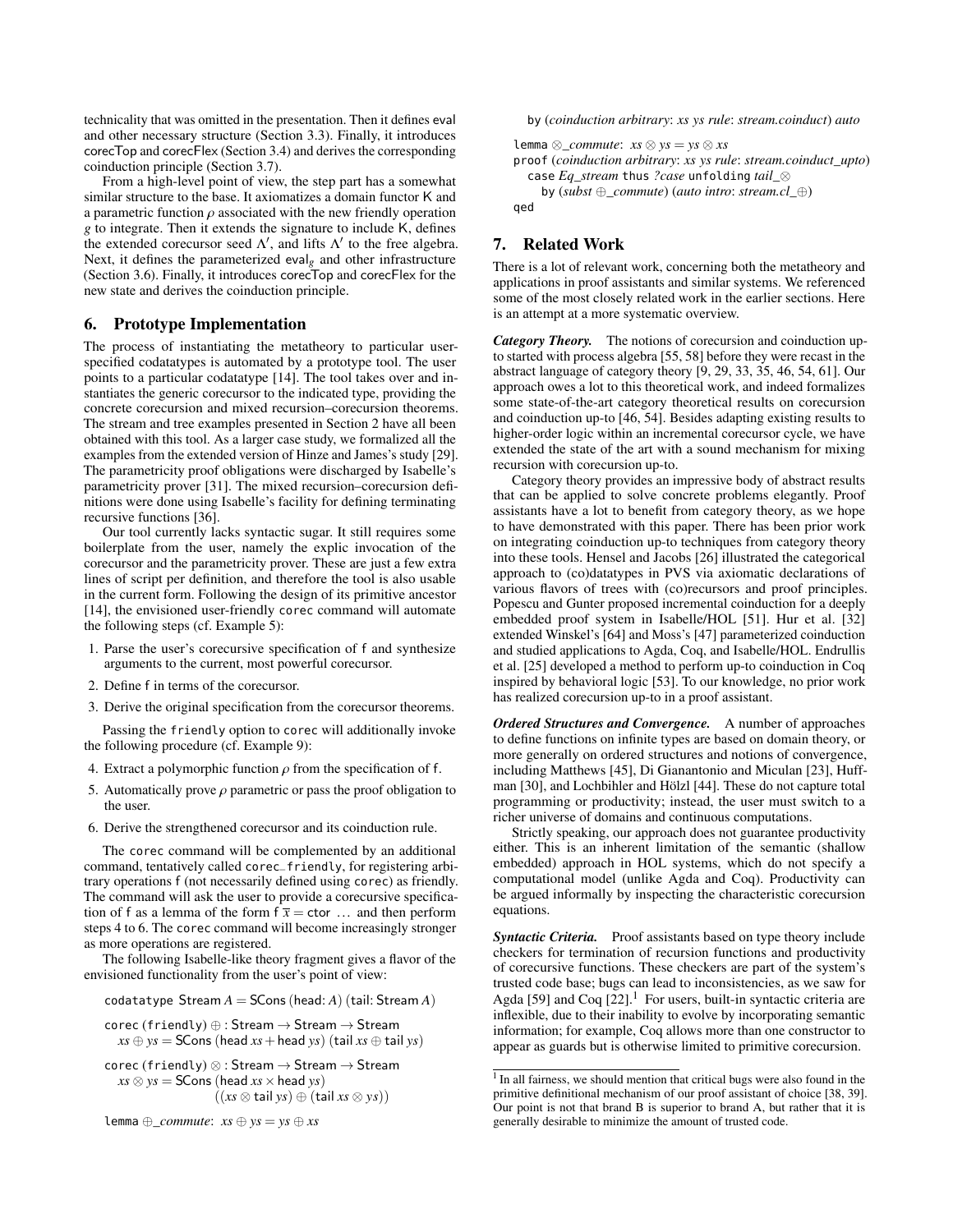technicality that was omitted in the presentation. Then it defines eval and other necessary structure (Section 3.3). Finally, it introduces corecTop and corecFlex (Section 3.4) and derives the corresponding coinduction principle (Section 3.7).

From a high-level point of view, the step part has a somewhat similar structure to the base. It axiomatizes a domain functor K and a parametric function $\rho$ associated with the new friendly operation $g$ to integrate. Then it extends the signature to include K, defines the extended corecursor seed $\Lambda'$, and lifts $\Lambda'$ to the free algebra. Next, it defines the parameterized $\mathsf{eval}_g$ and other infrastructure (Section 3.6). Finally, it introduces corecTop and corecFlex for the new state and derives the coinduction principle.

## 6. Prototype Implementation

The process of instantiating the metatheory to particular user-specified codatatypes is automated by a prototype tool. The user points to a particular codatatype [14]. The tool takes over and instantiates the generic corecursor to the indicated type, providing the concrete corecursion and mixed recursion–corecursion theorems. The stream and tree examples presented in Section 2 have all been obtained with this tool. As a larger case study, we formalized all the examples from the extended version of Hinze and James's study [29]. The parametricity proof obligations were discharged by Isabelle's parametricity prover [31]. The mixed recursion–corecursion definitions were done using Isabelle's facility for defining terminating recursive functions [36].

Our tool currently lacks syntactic sugar. It still requires some boilerplate from the user, namely the explic invocation of the corecursor and the parametricity prover. These are just a few extra lines of script per definition, and therefore the tool is also usable in the current form. Following the design of its primitive ancestor [14], the envisioned user-friendly `corec` command will automate the following steps (cf. Example 5):

1. Parse the user's corecursive specification of f and synthesize arguments to the current, most powerful corecursor.
2. Define f in terms of the corecursor.
3. Derive the original specification from the corecursor theorems.

Passing the `friendly` option to `corec` will additionally invoke the following procedure (cf. Example 9):

4. Extract a polymorphic function $\rho$ from the specification of f.
5. Automatically prove $\rho$ parametric or pass the proof obligation to the user.
6. Derive the strengthened corecursor and its coinduction rule.

The `corec` command will be complemented by an additional command, tentatively called `corec_friendly`, for registering arbitrary operations f (not necessarily defined using `corec`) as friendly. The command will ask the user to provide a corecursive specification of f as a lemma of the form $\mathsf{f}\ \overline{x} = \mathsf{ctor}\ \ldots$ and then perform steps 4 to 6. The `corec` command will become increasingly stronger as more operations are registered.

The following Isabelle-like theory fragment gives a flavor of the envisioned functionality from the user's point of view:

```
codatatype Stream A = SCons (head: A) (tail: Stream A)

corec (friendly) ⊕ : Stream → Stream → Stream
  xs ⊕ ys = SCons (head xs + head ys) (tail xs ⊕ tail ys)

corec (friendly) ⊗ : Stream → Stream → Stream
  xs ⊗ ys = SCons (head xs × head ys)
                  ((xs ⊗ tail ys) ⊕ (tail xs ⊗ ys))

lemma ⊕_commute: xs ⊕ ys = ys ⊕ xs
  by (coinduction arbitrary: xs ys rule: stream.coinduct) auto

lemma ⊗_commute: xs ⊗ ys = ys ⊗ xs
proof (coinduction arbitrary: xs ys rule: stream.coinduct_upto)
  case Eq_stream thus ?case unfolding tail_⊗
    by (subst ⊕_commute) (auto intro: stream.cl_⊕)
qed
```

## 7. Related Work

There is a lot of relevant work, concerning both the metatheory and applications in proof assistants and similar systems. We referenced some of the most closely related work in the earlier sections. Here is an attempt at a more systematic overview.

***Category Theory.*** The notions of corecursion and coinduction up-to started with process algebra [55, 58] before they were recast in the abstract language of category theory [9, 29, 33, 35, 46, 54, 61]. Our approach owes a lot to this theoretical work, and indeed formalizes some state-of-the-art category theoretical results on corecursion and coinduction up-to [46, 54]. Besides adapting existing results to higher-order logic within an incremental corecursor cycle, we have extended the state of the art with a sound mechanism for mixing recursion with corecursion up-to.

Category theory provides an impressive body of abstract results that can be applied to solve concrete problems elegantly. Proof assistants have a lot to benefit from category theory, as we hope to have demonstrated with this paper. There has been prior work on integrating coinduction up-to techniques from category theory into these tools. Hensel and Jacobs [26] illustrated the categorical approach to (co)datatypes in PVS via axiomatic declarations of various flavors of trees with (co)recursors and proof principles. Popescu and Gunter proposed incremental coinduction for a deeply embedded proof system in Isabelle/HOL [51]. Hur et al. [32] extended Winskel's [64] and Moss's [47] parameterized coinduction and studied applications to Agda, Coq, and Isabelle/HOL. Endrullis et al. [25] developed a method to perform up-to coinduction in Coq inspired by behavioral logic [53]. To our knowledge, no prior work has realized corecursion up-to in a proof assistant.

***Ordered Structures and Convergence.*** A number of approaches to define functions on infinite types are based on domain theory, or more generally on ordered structures and notions of convergence, including Matthews [45], Di Gianantonio and Miculan [23], Huffman [30], and Lochbihler and Hölzl [44]. These do not capture total programming or productivity; instead, the user must switch to a richer universe of domains and continuous computations.

Strictly speaking, our approach does not guarantee productivity either. This is an inherent limitation of the semantic (shallow embedded) approach in HOL systems, which do not specify a computational model (unlike Agda and Coq). Productivity can be argued informally by inspecting the characteristic corecursion equations.

***Syntactic Criteria.*** Proof assistants based on type theory include checkers for termination of recursion functions and productivity of corecursive functions. These checkers are part of the system's trusted code base; bugs can lead to inconsistencies, as we saw for Agda [59] and Coq [22].[1] For users, built-in syntactic criteria are inflexible, due to their inability to evolve by incorporating semantic information; for example, Coq allows more than one constructor to appear as guards but is otherwise limited to primitive corecursion.

[1] In all fairness, we should mention that critical bugs were also found in the primitive definitional mechanism of our proof assistant of choice [38, 39]. Our point is not that brand B is superior to brand A, but rather that it is generally desirable to minimize the amount of trusted code.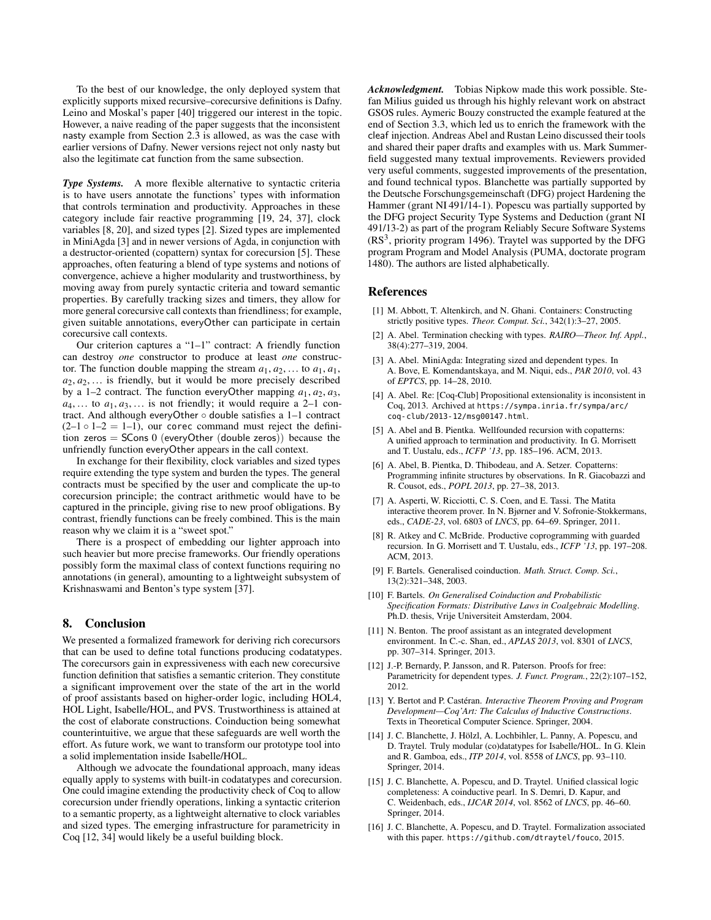To the best of our knowledge, the only deployed system that explicitly supports mixed recursive–corecursive definitions is Dafny. Leino and Moskal's paper [40] triggered our interest in the topic. However, a naive reading of the paper suggests that the inconsistent nasty example from Section 2.3 is allowed, as was the case with earlier versions of Dafny. Newer versions reject not only nasty but also the legitimate cat function from the same subsection.

***Type Systems.*** A more flexible alternative to syntactic criteria is to have users annotate the functions' types with information that controls termination and productivity. Approaches in these category include fair reactive programming [19, 24, 37], clock variables [8, 20], and sized types [2]. Sized types are implemented in MiniAgda [3] and in newer versions of Agda, in conjunction with a destructor-oriented (copattern) syntax for corecursion [5]. These approaches, often featuring a blend of type systems and notions of convergence, achieve a higher modularity and trustworthiness, by moving away from purely syntactic criteria and toward semantic properties. By carefully tracking sizes and timers, they allow for more general corecursive call contexts than friendliness; for example, given suitable annotations, everyOther can participate in certain corecursive call contexts.

Our criterion captures a "1–1" contract: A friendly function can destroy *one* constructor to produce at least *one* constructor. The function double mapping the stream $a_1, a_2, \ldots$ to $a_1, a_1, a_2, a_2, \ldots$ is friendly, but it would be more precisely described by a 1–2 contract. The function everyOther mapping $a_1, a_2, a_3, a_4, \ldots$ to $a_1, a_3, \ldots$ is not friendly; it would require a 2–1 contract. And although everyOther $\circ$ double satisfies a 1–1 contract ($2\text{–}1 \circ 1\text{–}2 = 1\text{–}1$), our corec command must reject the definition zeros = SCons 0 (everyOther (double zeros)) because the unfriendly function everyOther appears in the call context.

In exchange for their flexibility, clock variables and sized types require extending the type system and burden the types. The general contracts must be specified by the user and complicate the up-to corecursion principle; the contract arithmetic would have to be captured in the principle, giving rise to new proof obligations. By contrast, friendly functions can be freely combined. This is the main reason why we claim it is a "sweet spot."

There is a prospect of embedding our lighter approach into such heavier but more precise frameworks. Our friendly operations possibly form the maximal class of context functions requiring no annotations (in general), amounting to a lightweight subsystem of Krishnaswami and Benton's type system [37].

## 8. Conclusion

We presented a formalized framework for deriving rich corecursors that can be used to define total functions producing codatatypes. The corecursors gain in expressiveness with each new corecursive function definition that satisfies a semantic criterion. They constitute a significant improvement over the state of the art in the world of proof assistants based on higher-order logic, including HOL4, HOL Light, Isabelle/HOL, and PVS. Trustworthiness is attained at the cost of elaborate constructions. Coinduction being somewhat counterintuitive, we argue that these safeguards are well worth the effort. As future work, we want to transform our prototype tool into a solid implementation inside Isabelle/HOL.

Although we advocate the foundational approach, many ideas equally apply to systems with built-in codatatypes and corecursion. One could imagine extending the productivity check of Coq to allow corecursion under friendly operations, linking a syntactic criterion to a semantic property, as a lightweight alternative to clock variables and sized types. The emerging infrastructure for parametricity in Coq [12, 34] would likely be a useful building block.

***Acknowledgment.*** Tobias Nipkow made this work possible. Stefan Milius guided us through his highly relevant work on abstract GSOS rules. Aymeric Bouzy constructed the example featured at the end of Section 3.3, which led us to enrich the framework with the cleaf injection. Andreas Abel and Rustan Leino discussed their tools and shared their paper drafts and examples with us. Mark Summerfield suggested many textual improvements. Reviewers provided very useful comments, suggested improvements of the presentation, and found technical typos. Blanchette was partially supported by the Deutsche Forschungsgemeinschaft (DFG) project Hardening the Hammer (grant NI 491/14-1). Popescu was partially supported by the DFG project Security Type Systems and Deduction (grant NI 491/13-2) as part of the program Reliably Secure Software Systems (RS$^3$, priority program 1496). Traytel was supported by the DFG program Program and Model Analysis (PUMA, doctorate program 1480). The authors are listed alphabetically.

## References

[1] M. Abbott, T. Altenkirch, and N. Ghani. Containers: Constructing strictly positive types. *Theor. Comput. Sci.*, 342(1):3–27, 2005.

[2] A. Abel. Termination checking with types. *RAIRO—Theor. Inf. Appl.*, 38(4):277–319, 2004.

[3] A. Abel. MiniAgda: Integrating sized and dependent types. In A. Bove, E. Komendantskaya, and M. Niqui, eds., *PAR 2010*, vol. 43 of *EPTCS*, pp. 14–28, 2010.

[4] A. Abel. Re: [Coq-Club] Propositional extensionality is inconsistent in Coq, 2013. Archived at https://sympa.inria.fr/sympa/arc/coq-club/2013-12/msg00147.html.

[5] A. Abel and B. Pientka. Wellfounded recursion with copatterns: A unified approach to termination and productivity. In G. Morrisett and T. Uustalu, eds., *ICFP '13*, pp. 185–196. ACM, 2013.

[6] A. Abel, B. Pientka, D. Thibodeau, and A. Setzer. Copatterns: Programming infinite structures by observations. In R. Giacobazzi and R. Cousot, eds., *POPL 2013*, pp. 27–38, 2013.

[7] A. Asperti, W. Ricciotti, C. S. Coen, and E. Tassi. The Matita interactive theorem prover. In N. Bjørner and V. Sofronie-Stokkermans, eds., *CADE-23*, vol. 6803 of *LNCS*, pp. 64–69. Springer, 2011.

[8] R. Atkey and C. McBride. Productive coprogramming with guarded recursion. In G. Morrisett and T. Uustalu, eds., *ICFP '13*, pp. 197–208. ACM, 2013.

[9] F. Bartels. Generalised coinduction. *Math. Struct. Comp. Sci.*, 13(2):321–348, 2003.

[10] F. Bartels. *On Generalised Coinduction and Probabilistic Specification Formats: Distributive Laws in Coalgebraic Modelling*. Ph.D. thesis, Vrije Universiteit Amsterdam, 2004.

[11] N. Benton. The proof assistant as an integrated development environment. In C.-c. Shan, ed., *APLAS 2013*, vol. 8301 of *LNCS*, pp. 307–314. Springer, 2013.

[12] J.-P. Bernardy, P. Jansson, and R. Paterson. Proofs for free: Parametricity for dependent types. *J. Funct. Program.*, 22(2):107–152, 2012.

[13] Y. Bertot and P. Castéran. *Interactive Theorem Proving and Program Development—Coq'Art: The Calculus of Inductive Constructions*. Texts in Theoretical Computer Science. Springer, 2004.

[14] J. C. Blanchette, J. Hölzl, A. Lochbihler, L. Panny, A. Popescu, and D. Traytel. Truly modular (co)datatypes for Isabelle/HOL. In G. Klein and R. Gamboa, eds., *ITP 2014*, vol. 8558 of *LNCS*, pp. 93–110. Springer, 2014.

[15] J. C. Blanchette, A. Popescu, and D. Traytel. Unified classical logic completeness: A coinductive pearl. In S. Demri, D. Kapur, and C. Weidenbach, eds., *IJCAR 2014*, vol. 8562 of *LNCS*, pp. 46–60. Springer, 2014.

[16] J. C. Blanchette, A. Popescu, and D. Traytel. Formalization associated with this paper. https://github.com/dtraytel/fouco, 2015.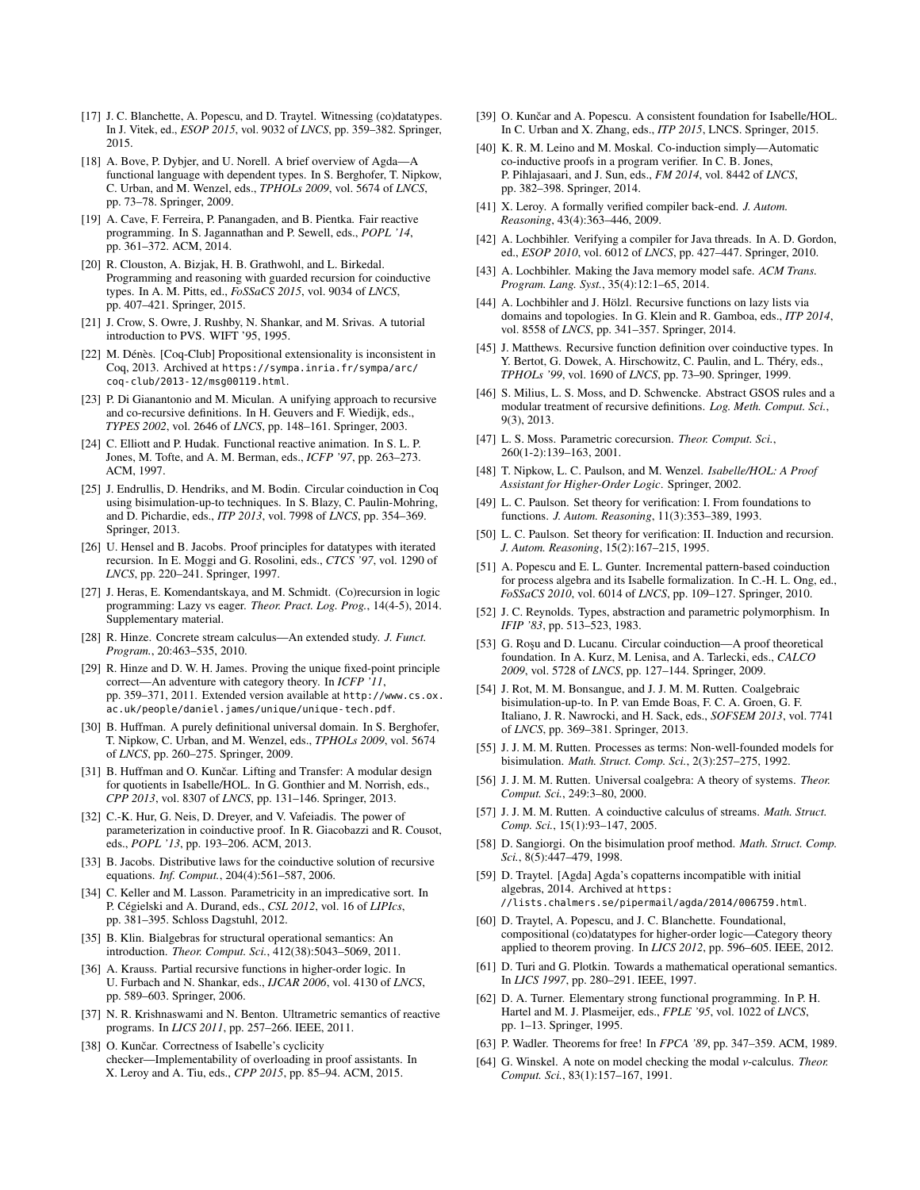[17] J. C. Blanchette, A. Popescu, and D. Traytel. Witnessing (co)datatypes. In J. Vitek, ed., *ESOP 2015*, vol. 9032 of *LNCS*, pp. 359–382. Springer, 2015.

[18] A. Bove, P. Dybjer, and U. Norell. A brief overview of Agda—A functional language with dependent types. In S. Berghofer, T. Nipkow, C. Urban, and M. Wenzel, eds., *TPHOLs 2009*, vol. 5674 of *LNCS*, pp. 73–78. Springer, 2009.

[19] A. Cave, F. Ferreira, P. Panangaden, and B. Pientka. Fair reactive programming. In S. Jagannathan and P. Sewell, eds., *POPL '14*, pp. 361–372. ACM, 2014.

[20] R. Clouston, A. Bizjak, H. B. Grathwohl, and L. Birkedal. Programming and reasoning with guarded recursion for coinductive types. In A. M. Pitts, ed., *FoSSaCS 2015*, vol. 9034 of *LNCS*, pp. 407–421. Springer, 2015.

[21] J. Crow, S. Owre, J. Rushby, N. Shankar, and M. Srivas. A tutorial introduction to PVS. WIFT '95, 1995.

[22] M. Dénès. [Coq-Club] Propositional extensionality is inconsistent in Coq, 2013. Archived at `https://sympa.inria.fr/sympa/arc/coq-club/2013-12/msg00119.html`.

[23] P. Di Gianantonio and M. Miculan. A unifying approach to recursive and co-recursive definitions. In H. Geuvers and F. Wiedijk, eds., *TYPES 2002*, vol. 2646 of *LNCS*, pp. 148–161. Springer, 2003.

[24] C. Elliott and P. Hudak. Functional reactive animation. In S. L. P. Jones, M. Tofte, and A. M. Berman, eds., *ICFP '97*, pp. 263–273. ACM, 1997.

[25] J. Endrullis, D. Hendriks, and M. Bodin. Circular coinduction in Coq using bisimulation-up-to techniques. In S. Blazy, C. Paulin-Mohring, and D. Pichardie, eds., *ITP 2013*, vol. 7998 of *LNCS*, pp. 354–369. Springer, 2013.

[26] U. Hensel and B. Jacobs. Proof principles for datatypes with iterated recursion. In E. Moggi and G. Rosolini, eds., *CTCS '97*, vol. 1290 of *LNCS*, pp. 220–241. Springer, 1997.

[27] J. Heras, E. Komendantskaya, and M. Schmidt. (Co)recursion in logic programming: Lazy vs eager. *Theor. Pract. Log. Prog.*, 14(4-5), 2014. Supplementary material.

[28] R. Hinze. Concrete stream calculus—An extended study. *J. Funct. Program.*, 20:463–535, 2010.

[29] R. Hinze and D. W. H. James. Proving the unique fixed-point principle correct—An adventure with category theory. In *ICFP '11*, pp. 359–371, 2011. Extended version available at `http://www.cs.ox.ac.uk/people/daniel.james/unique/unique-tech.pdf`.

[30] B. Huffman. A purely definitional universal domain. In S. Berghofer, T. Nipkow, C. Urban, and M. Wenzel, eds., *TPHOLs 2009*, vol. 5674 of *LNCS*, pp. 260–275. Springer, 2009.

[31] B. Huffman and O. Kunčar. Lifting and Transfer: A modular design for quotients in Isabelle/HOL. In G. Gonthier and M. Norrish, eds., *CPP 2013*, vol. 8307 of *LNCS*, pp. 131–146. Springer, 2013.

[32] C.-K. Hur, G. Neis, D. Dreyer, and V. Vafeiadis. The power of parameterization in coinductive proof. In R. Giacobazzi and R. Cousot, eds., *POPL '13*, pp. 193–206. ACM, 2013.

[33] B. Jacobs. Distributive laws for the coinductive solution of recursive equations. *Inf. Comput.*, 204(4):561–587, 2006.

[34] C. Keller and M. Lasson. Parametricity in an impredicative sort. In P. Cégielski and A. Durand, eds., *CSL 2012*, vol. 16 of *LIPIcs*, pp. 381–395. Schloss Dagstuhl, 2012.

[35] B. Klin. Bialgebras for structural operational semantics: An introduction. *Theor. Comput. Sci.*, 412(38):5043–5069, 2011.

[36] A. Krauss. Partial recursive functions in higher-order logic. In U. Furbach and N. Shankar, eds., *IJCAR 2006*, vol. 4130 of *LNCS*, pp. 589–603. Springer, 2006.

[37] N. R. Krishnaswami and N. Benton. Ultrametric semantics of reactive programs. In *LICS 2011*, pp. 257–266. IEEE, 2011.

[38] O. Kunčar. Correctness of Isabelle's cyclicity checker—Implementability of overloading in proof assistants. In X. Leroy and A. Tiu, eds., *CPP 2015*, pp. 85–94. ACM, 2015.

[39] O. Kunčar and A. Popescu. A consistent foundation for Isabelle/HOL. In C. Urban and X. Zhang, eds., *ITP 2015*, LNCS. Springer, 2015.

[40] K. R. M. Leino and M. Moskal. Co-induction simply—Automatic co-inductive proofs in a program verifier. In C. B. Jones, P. Pihlajasaari, and J. Sun, eds., *FM 2014*, vol. 8442 of *LNCS*, pp. 382–398. Springer, 2014.

[41] X. Leroy. A formally verified compiler back-end. *J. Autom. Reasoning*, 43(4):363–446, 2009.

[42] A. Lochbihler. Verifying a compiler for Java threads. In A. D. Gordon, ed., *ESOP 2010*, vol. 6012 of *LNCS*, pp. 427–447. Springer, 2010.

[43] A. Lochbihler. Making the Java memory model safe. *ACM Trans. Program. Lang. Syst.*, 35(4):12:1–65, 2014.

[44] A. Lochbihler and J. Hölzl. Recursive functions on lazy lists via domains and topologies. In G. Klein and R. Gamboa, eds., *ITP 2014*, vol. 8558 of *LNCS*, pp. 341–357. Springer, 2014.

[45] J. Matthews. Recursive function definition over coinductive types. In Y. Bertot, G. Dowek, A. Hirschowitz, C. Paulin, and L. Théry, eds., *TPHOLs '99*, vol. 1690 of *LNCS*, pp. 73–90. Springer, 1999.

[46] S. Milius, L. S. Moss, and D. Schwencke. Abstract GSOS rules and a modular treatment of recursive definitions. *Log. Meth. Comput. Sci.*, 9(3), 2013.

[47] L. S. Moss. Parametric corecursion. *Theor. Comput. Sci.*, 260(1-2):139–163, 2001.

[48] T. Nipkow, L. C. Paulson, and M. Wenzel. *Isabelle/HOL: A Proof Assistant for Higher-Order Logic*. Springer, 2002.

[49] L. C. Paulson. Set theory for verification: I. From foundations to functions. *J. Autom. Reasoning*, 11(3):353–389, 1993.

[50] L. C. Paulson. Set theory for verification: II. Induction and recursion. *J. Autom. Reasoning*, 15(2):167–215, 1995.

[51] A. Popescu and E. L. Gunter. Incremental pattern-based coinduction for process algebra and its Isabelle formalization. In C.-H. L. Ong, ed., *FoSSaCS 2010*, vol. 6014 of *LNCS*, pp. 109–127. Springer, 2010.

[52] J. C. Reynolds. Types, abstraction and parametric polymorphism. In *IFIP '83*, pp. 513–523, 1983.

[53] G. Roşu and D. Lucanu. Circular coinduction—A proof theoretical foundation. In A. Kurz, M. Lenisa, and A. Tarlecki, eds., *CALCO 2009*, vol. 5728 of *LNCS*, pp. 127–144. Springer, 2009.

[54] J. Rot, M. M. Bonsangue, and J. J. M. M. Rutten. Coalgebraic bisimulation-up-to. In P. van Emde Boas, F. C. A. Groen, G. F. Italiano, J. R. Nawrocki, and H. Sack, eds., *SOFSEM 2013*, vol. 7741 of *LNCS*, pp. 369–381. Springer, 2013.

[55] J. J. M. M. Rutten. Processes as terms: Non-well-founded models for bisimulation. *Math. Struct. Comp. Sci.*, 2(3):257–275, 1992.

[56] J. J. M. M. Rutten. Universal coalgebra: A theory of systems. *Theor. Comput. Sci.*, 249:3–80, 2000.

[57] J. J. M. M. Rutten. A coinductive calculus of streams. *Math. Struct. Comp. Sci.*, 15(1):93–147, 2005.

[58] D. Sangiorgi. On the bisimulation proof method. *Math. Struct. Comp. Sci.*, 8(5):447–479, 1998.

[59] D. Traytel. [Agda] Agda's copatterns incompatible with initial algebras, 2014. Archived at `https://lists.chalmers.se/pipermail/agda/2014/006759.html`.

[60] D. Traytel, A. Popescu, and J. C. Blanchette. Foundational, compositional (co)datatypes for higher-order logic—Category theory applied to theorem proving. In *LICS 2012*, pp. 596–605. IEEE, 2012.

[61] D. Turi and G. Plotkin. Towards a mathematical operational semantics. In *LICS 1997*, pp. 280–291. IEEE, 1997.

[62] D. A. Turner. Elementary strong functional programming. In P. H. Hartel and M. J. Plasmeijer, eds., *FPLE '95*, vol. 1022 of *LNCS*, pp. 1–13. Springer, 1995.

[63] P. Wadler. Theorems for free! In *FPCA '89*, pp. 347–359. ACM, 1989.

[64] G. Winskel. A note on model checking the modal $\nu$-calculus. *Theor. Comput. Sci.*, 83(1):157–167, 1991.